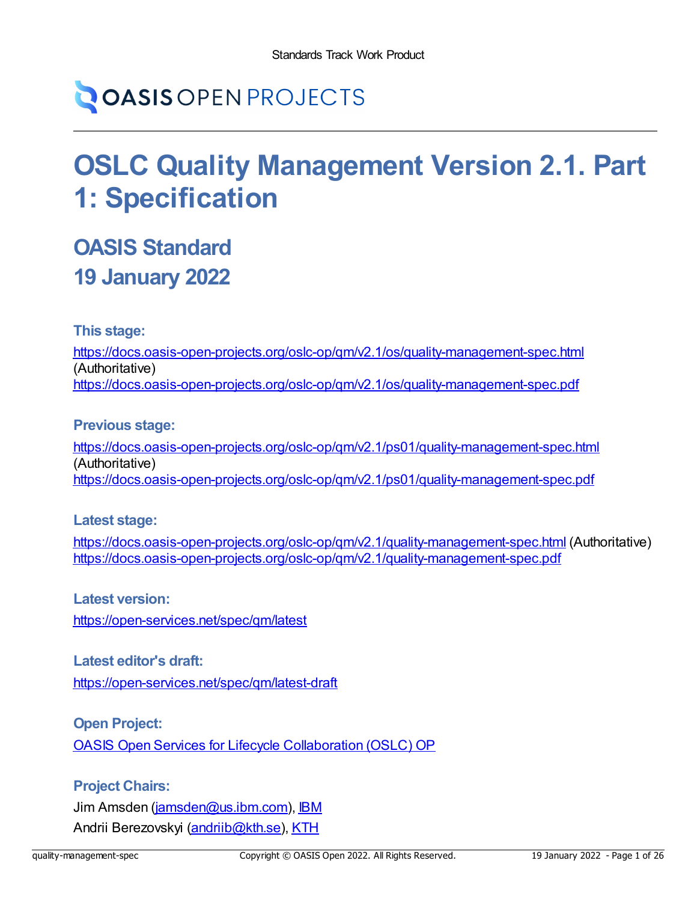Standards Track Work Product

# OSLC Quality Management Version 2.1. Part 1: Specification

## OASIS Standard

## 19 January 2022

**This stage:**

https://docs.oasis-open-projects.org/oslc-op/qm/v2.1/os/quality-management-spec.html (Authoritative)
https://docs.oasis-open-projects.org/oslc-op/qm/v2.1/os/quality-management-spec.pdf

**Previous stage:**

https://docs.oasis-open-projects.org/oslc-op/qm/v2.1/ps01/quality-management-spec.html (Authoritative)
https://docs.oasis-open-projects.org/oslc-op/qm/v2.1/ps01/quality-management-spec.pdf

**Latest stage:**

https://docs.oasis-open-projects.org/oslc-op/qm/v2.1/quality-management-spec.html (Authoritative)
https://docs.oasis-open-projects.org/oslc-op/qm/v2.1/quality-management-spec.pdf

**Latest version:**

https://open-services.net/spec/qm/latest

**Latest editor's draft:**

https://open-services.net/spec/qm/latest-draft

**Open Project:**

OASIS Open Services for Lifecycle Collaboration (OSLC) OP

**Project Chairs:**

Jim Amsden (jamsden@us.ibm.com), IBM
Andrii Berezovskyi (andriib@kth.se), KTH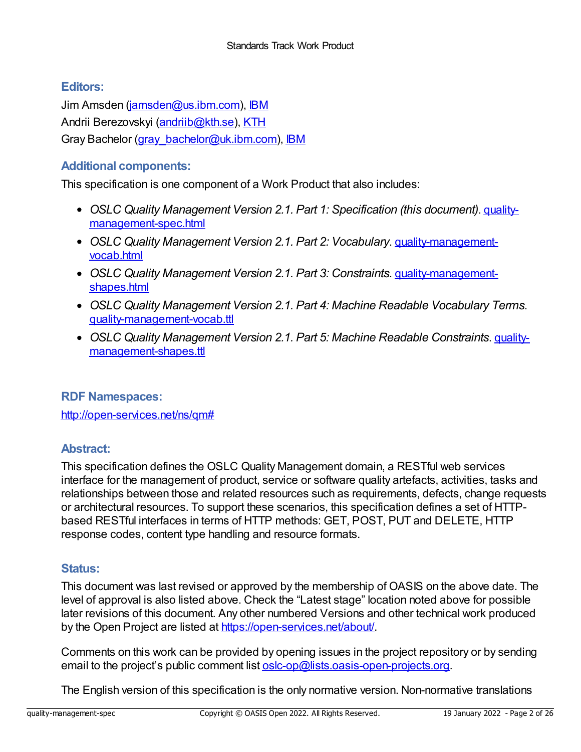### Editors:

Jim Amsden (jamsden@us.ibm.com), IBM
Andrii Berezovskyi (andriib@kth.se), KTH
Gray Bachelor (gray_bachelor@uk.ibm.com), IBM

### Additional components:

This specification is one component of a Work Product that also includes:

- *OSLC Quality Management Version 2.1. Part 1: Specification (this document)*. quality-management-spec.html
- *OSLC Quality Management Version 2.1. Part 2: Vocabulary*. quality-management-vocab.html
- *OSLC Quality Management Version 2.1. Part 3: Constraints*. quality-management-shapes.html
- *OSLC Quality Management Version 2.1. Part 4: Machine Readable Vocabulary Terms*. quality-management-vocab.ttl
- *OSLC Quality Management Version 2.1. Part 5: Machine Readable Constraints*. quality-management-shapes.ttl

### RDF Namespaces:

http://open-services.net/ns/qm#

### Abstract:

This specification defines the OSLC Quality Management domain, a RESTful web services interface for the management of product, service or software quality artefacts, activities, tasks and relationships between those and related resources such as requirements, defects, change requests or architectural resources. To support these scenarios, this specification defines a set of HTTP-based RESTful interfaces in terms of HTTP methods: GET, POST, PUT and DELETE, HTTP response codes, content type handling and resource formats.

### Status:

This document was last revised or approved by the membership of OASIS on the above date. The level of approval is also listed above. Check the “Latest stage” location noted above for possible later revisions of this document. Any other numbered Versions and other technical work produced by the Open Project are listed at https://open-services.net/about/.

Comments on this work can be provided by opening issues in the project repository or by sending email to the project’s public comment list oslc-op@lists.oasis-open-projects.org.

The English version of this specification is the only normative version. Non-normative translations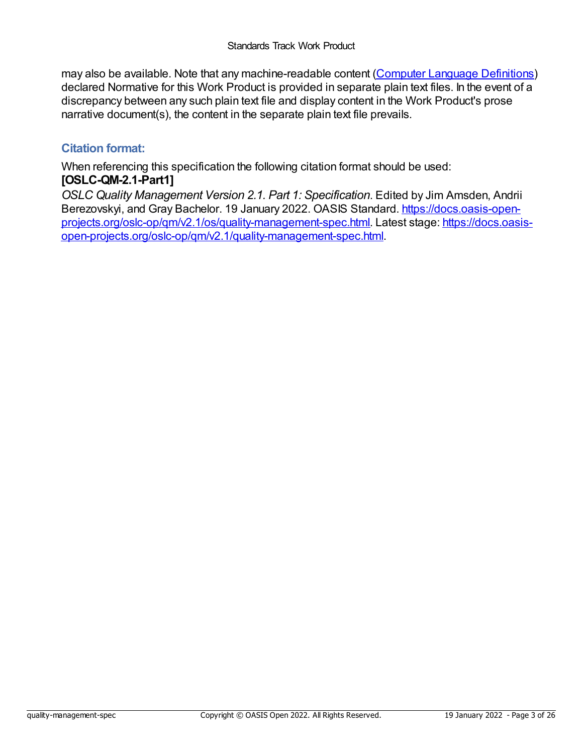may also be available. Note that any machine-readable content ([Computer Language Definitions](https://www.oasis-open.org/policies-guidelines/tc-process-2017-05-26/#wpComponentsCompLang)) declared Normative for this Work Product is provided in separate plain text files. In the event of a discrepancy between any such plain text file and display content in the Work Product's prose narrative document(s), the content in the separate plain text file prevails.

### Citation format:

When referencing this specification the following citation format should be used:

**[OSLC-QM-2.1-Part1]**

*OSLC Quality Management Version 2.1. Part 1: Specification*. Edited by Jim Amsden, Andrii Berezovskyi, and Gray Bachelor. 19 January 2022. OASIS Standard. [https://docs.oasis-open-projects.org/oslc-op/qm/v2.1/os/quality-management-spec.html](https://docs.oasis-open-projects.org/oslc-op/qm/v2.1/os/quality-management-spec.html). Latest stage: [https://docs.oasis-open-projects.org/oslc-op/qm/v2.1/quality-management-spec.html](https://docs.oasis-open-projects.org/oslc-op/qm/v2.1/quality-management-spec.html).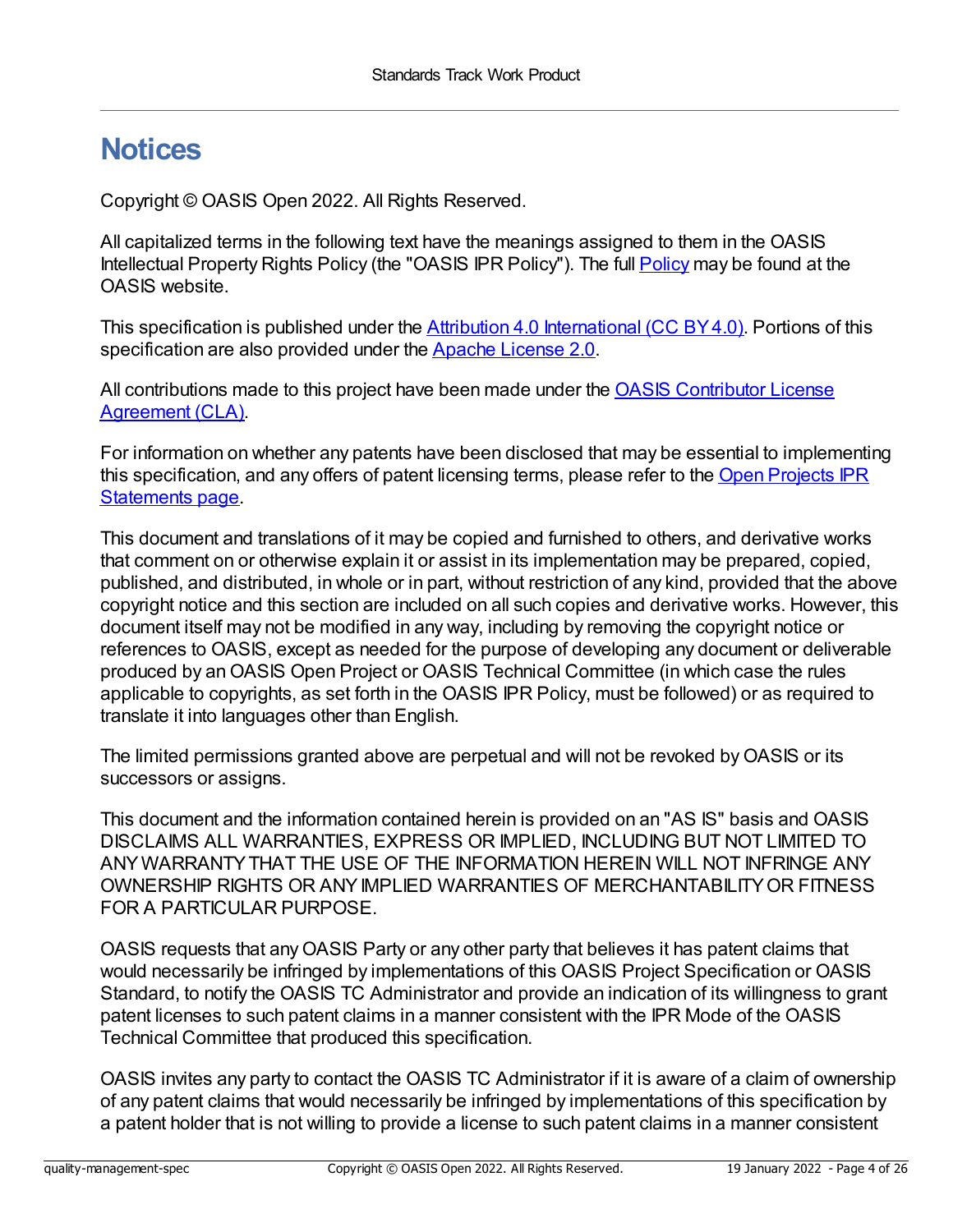# Notices

Copyright © OASIS Open 2022. All Rights Reserved.

All capitalized terms in the following text have the meanings assigned to them in the OASIS Intellectual Property Rights Policy (the "OASIS IPR Policy"). The full Policy may be found at the OASIS website.

This specification is published under the Attribution 4.0 International (CC BY 4.0). Portions of this specification are also provided under the Apache License 2.0.

All contributions made to this project have been made under the OASIS Contributor License Agreement (CLA).

For information on whether any patents have been disclosed that may be essential to implementing this specification, and any offers of patent licensing terms, please refer to the Open Projects IPR Statements page.

This document and translations of it may be copied and furnished to others, and derivative works that comment on or otherwise explain it or assist in its implementation may be prepared, copied, published, and distributed, in whole or in part, without restriction of any kind, provided that the above copyright notice and this section are included on all such copies and derivative works. However, this document itself may not be modified in any way, including by removing the copyright notice or references to OASIS, except as needed for the purpose of developing any document or deliverable produced by an OASIS Open Project or OASIS Technical Committee (in which case the rules applicable to copyrights, as set forth in the OASIS IPR Policy, must be followed) or as required to translate it into languages other than English.

The limited permissions granted above are perpetual and will not be revoked by OASIS or its successors or assigns.

This document and the information contained herein is provided on an "AS IS" basis and OASIS DISCLAIMS ALL WARRANTIES, EXPRESS OR IMPLIED, INCLUDING BUT NOT LIMITED TO ANY WARRANTY THAT THE USE OF THE INFORMATION HEREIN WILL NOT INFRINGE ANY OWNERSHIP RIGHTS OR ANY IMPLIED WARRANTIES OF MERCHANTABILITY OR FITNESS FOR A PARTICULAR PURPOSE.

OASIS requests that any OASIS Party or any other party that believes it has patent claims that would necessarily be infringed by implementations of this OASIS Project Specification or OASIS Standard, to notify the OASIS TC Administrator and provide an indication of its willingness to grant patent licenses to such patent claims in a manner consistent with the IPR Mode of the OASIS Technical Committee that produced this specification.

OASIS invites any party to contact the OASIS TC Administrator if it is aware of a claim of ownership of any patent claims that would necessarily be infringed by implementations of this specification by a patent holder that is not willing to provide a license to such patent claims in a manner consistent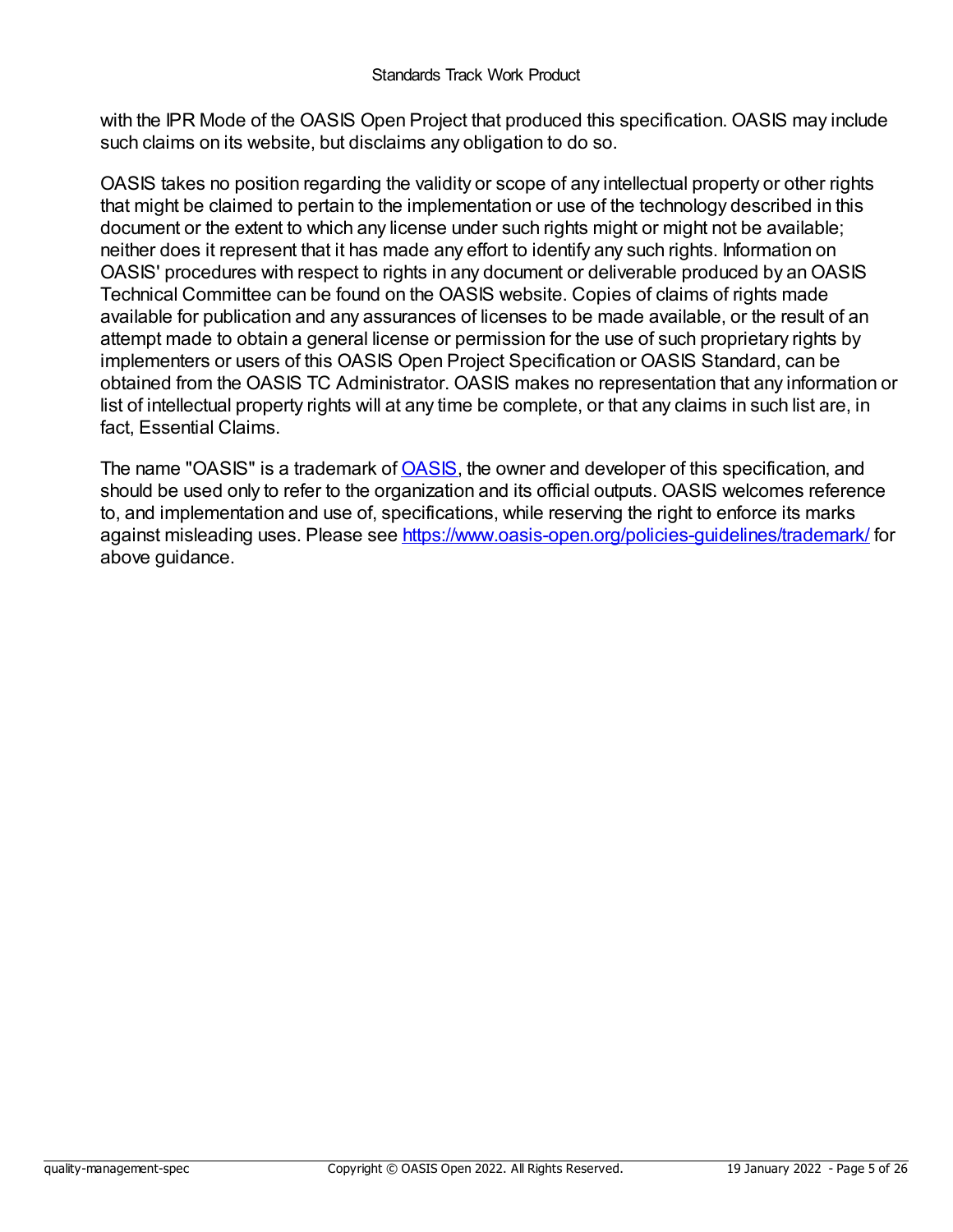with the IPR Mode of the OASIS Open Project that produced this specification. OASIS may include such claims on its website, but disclaims any obligation to do so.

OASIS takes no position regarding the validity or scope of any intellectual property or other rights that might be claimed to pertain to the implementation or use of the technology described in this document or the extent to which any license under such rights might or might not be available; neither does it represent that it has made any effort to identify any such rights. Information on OASIS' procedures with respect to rights in any document or deliverable produced by an OASIS Technical Committee can be found on the OASIS website. Copies of claims of rights made available for publication and any assurances of licenses to be made available, or the result of an attempt made to obtain a general license or permission for the use of such proprietary rights by implementers or users of this OASIS Open Project Specification or OASIS Standard, can be obtained from the OASIS TC Administrator. OASIS makes no representation that any information or list of intellectual property rights will at any time be complete, or that any claims in such list are, in fact, Essential Claims.

The name "OASIS" is a trademark of [OASIS](https://www.oasis-open.org/), the owner and developer of this specification, and should be used only to refer to the organization and its official outputs. OASIS welcomes reference to, and implementation and use of, specifications, while reserving the right to enforce its marks against misleading uses. Please see https://www.oasis-open.org/policies-guidelines/trademark/ for above guidance.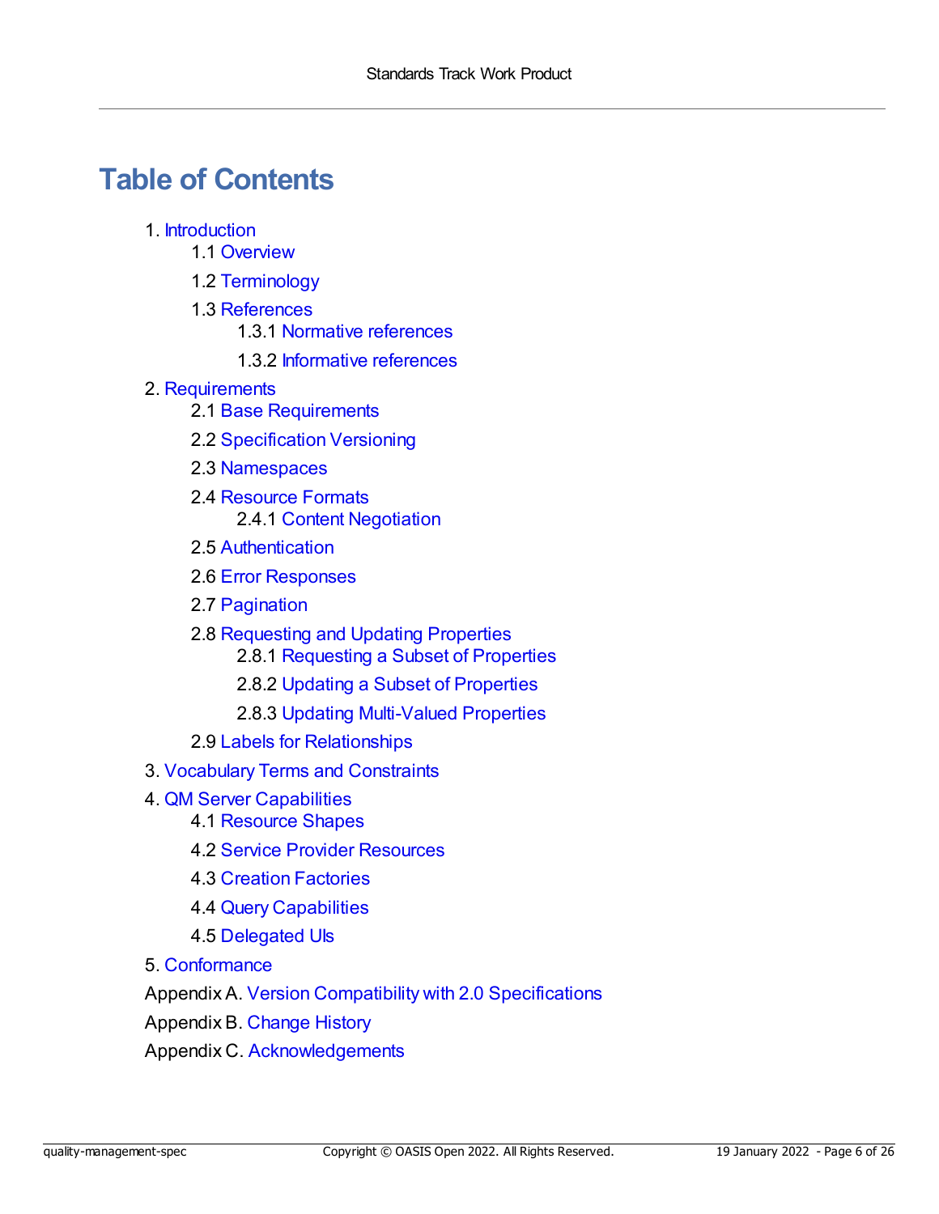# Table of Contents

1. Introduction
    - 1.1 Overview
    - 1.2 Terminology
    - 1.3 References
        - 1.3.1 Normative references
        - 1.3.2 Informative references
2. Requirements
    - 2.1 Base Requirements
    - 2.2 Specification Versioning
    - 2.3 Namespaces
    - 2.4 Resource Formats
        - 2.4.1 Content Negotiation
    - 2.5 Authentication
    - 2.6 Error Responses
    - 2.7 Pagination
    - 2.8 Requesting and Updating Properties
        - 2.8.1 Requesting a Subset of Properties
        - 2.8.2 Updating a Subset of Properties
        - 2.8.3 Updating Multi-Valued Properties
    - 2.9 Labels for Relationships
3. Vocabulary Terms and Constraints
4. QM Server Capabilities
    - 4.1 Resource Shapes
    - 4.2 Service Provider Resources
    - 4.3 Creation Factories
    - 4.4 Query Capabilities
    - 4.5 Delegated UIs
5. Conformance

Appendix A. Version Compatibility with 2.0 Specifications

Appendix B. Change History

Appendix C. Acknowledgements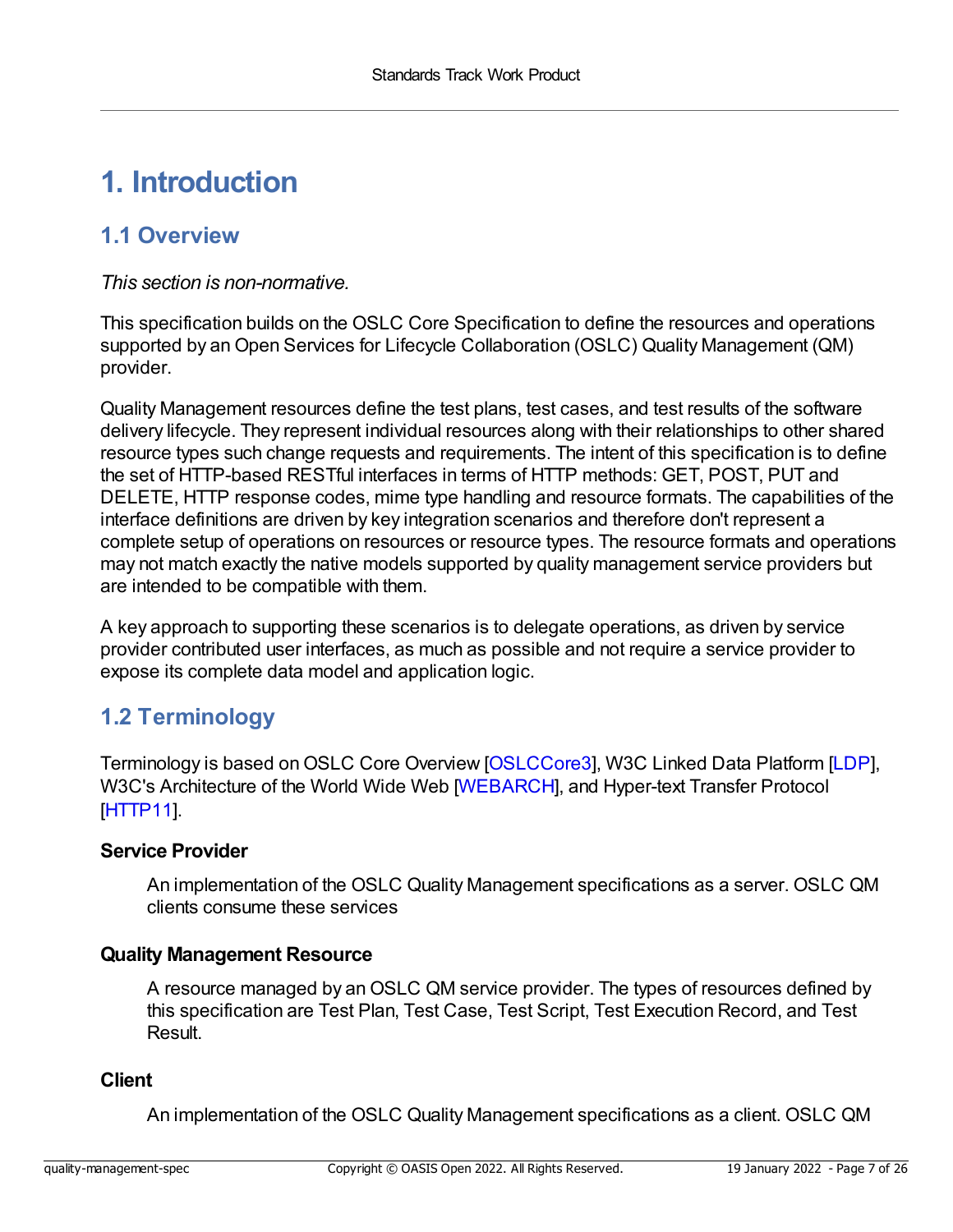# 1. Introduction

## 1.1 Overview

*This section is non-normative.*

This specification builds on the OSLC Core Specification to define the resources and operations supported by an Open Services for Lifecycle Collaboration (OSLC) Quality Management (QM) provider.

Quality Management resources define the test plans, test cases, and test results of the software delivery lifecycle. They represent individual resources along with their relationships to other shared resource types such change requests and requirements. The intent of this specification is to define the set of HTTP-based RESTful interfaces in terms of HTTP methods: GET, POST, PUT and DELETE, HTTP response codes, mime type handling and resource formats. The capabilities of the interface definitions are driven by key integration scenarios and therefore don't represent a complete setup of operations on resources or resource types. The resource formats and operations may not match exactly the native models supported by quality management service providers but are intended to be compatible with them.

A key approach to supporting these scenarios is to delegate operations, as driven by service provider contributed user interfaces, as much as possible and not require a service provider to expose its complete data model and application logic.

## 1.2 Terminology

Terminology is based on OSLC Core Overview [OSLCCore3], W3C Linked Data Platform [LDP], W3C's Architecture of the World Wide Web [WEBARCH], and Hyper-text Transfer Protocol [HTTP11].

**Service Provider**

An implementation of the OSLC Quality Management specifications as a server. OSLC QM clients consume these services

**Quality Management Resource**

A resource managed by an OSLC QM service provider. The types of resources defined by this specification are Test Plan, Test Case, Test Script, Test Execution Record, and Test Result.

**Client**

An implementation of the OSLC Quality Management specifications as a client. OSLC QM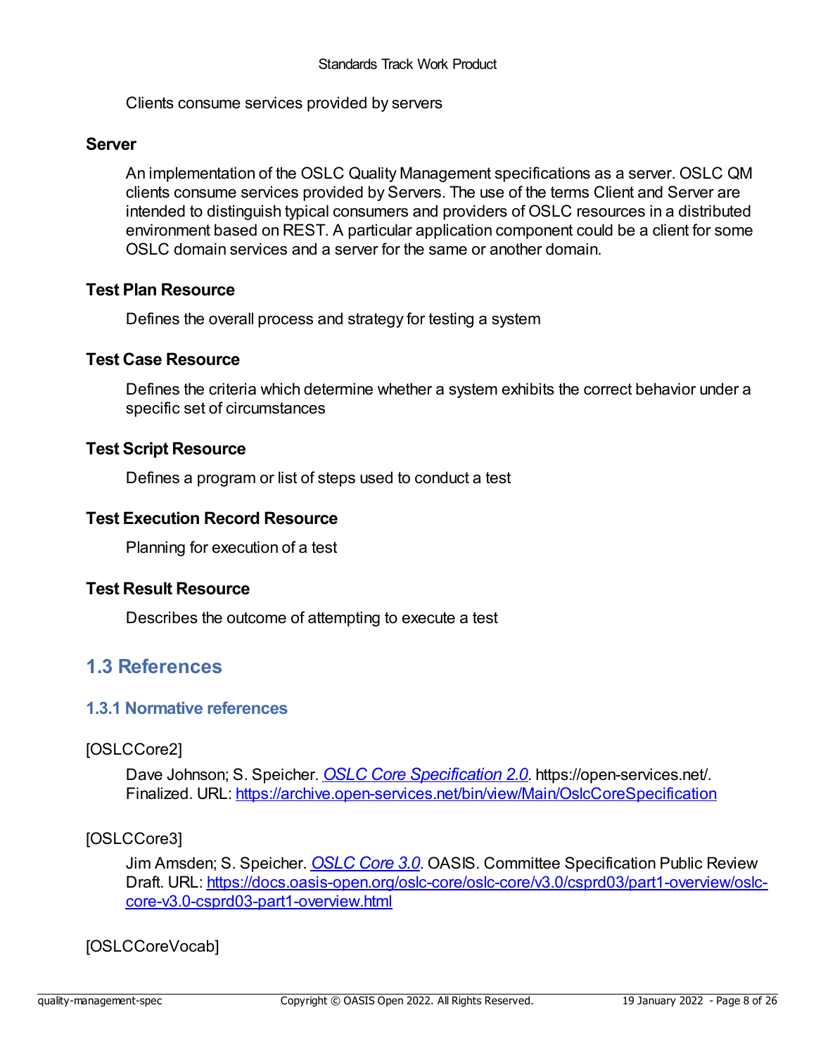Clients consume services provided by servers

**Server**

An implementation of the OSLC Quality Management specifications as a server. OSLC QM clients consume services provided by Servers. The use of the terms Client and Server are intended to distinguish typical consumers and providers of OSLC resources in a distributed environment based on REST. A particular application component could be a client for some OSLC domain services and a server for the same or another domain.

**Test Plan Resource**

Defines the overall process and strategy for testing a system

**Test Case Resource**

Defines the criteria which determine whether a system exhibits the correct behavior under a specific set of circumstances

**Test Script Resource**

Defines a program or list of steps used to conduct a test

**Test Execution Record Resource**

Planning for execution of a test

**Test Result Resource**

Describes the outcome of attempting to execute a test

## 1.3 References

### 1.3.1 Normative references

[OSLCCore2]

Dave Johnson; S. Speicher. *OSLC Core Specification 2.0*. https://open-services.net/. Finalized. URL: https://archive.open-services.net/bin/view/Main/OslcCoreSpecification

[OSLCCore3]

Jim Amsden; S. Speicher. *OSLC Core 3.0*. OASIS. Committee Specification Public Review Draft. URL: https://docs.oasis-open.org/oslc-core/oslc-core/v3.0/csprd03/part1-overview/oslc-core-v3.0-csprd03-part1-overview.html

[OSLCCoreVocab]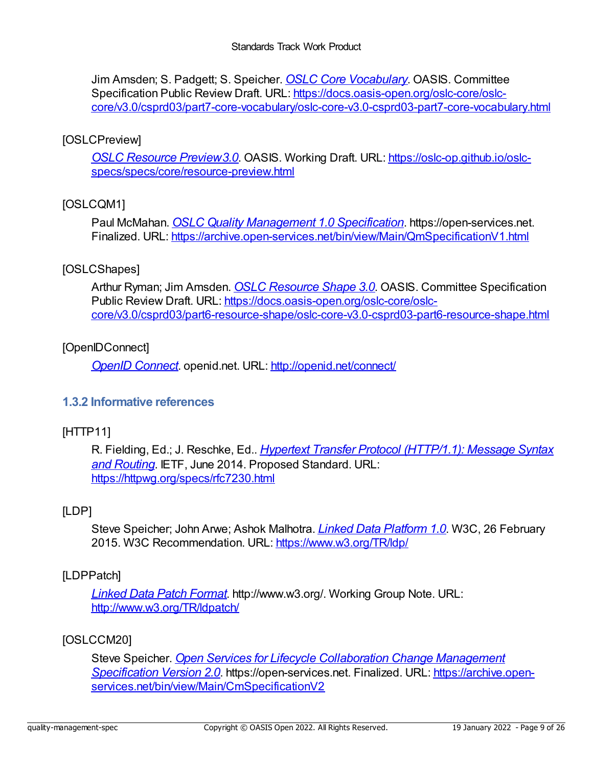Jim Amsden; S. Padgett; S. Speicher. *[OSLC Core Vocabulary](https://docs.oasis-open.org/oslc-core/oslc-core/v3.0/csprd03/part7-core-vocabulary/oslc-core-v3.0-csprd03-part7-core-vocabulary.html)*. OASIS. Committee Specification Public Review Draft. URL: https://docs.oasis-open.org/oslc-core/oslc-core/v3.0/csprd03/part7-core-vocabulary/oslc-core-v3.0-csprd03-part7-core-vocabulary.html

[OSLCPreview]

*[OSLC Resource Preview 3.0](https://oslc-op.github.io/oslc-specs/specs/core/resource-preview.html)*. OASIS. Working Draft. URL: https://oslc-op.github.io/oslc-specs/specs/core/resource-preview.html

[OSLCQM1]

Paul McMahan. *[OSLC Quality Management 1.0 Specification](https://archive.open-services.net/bin/view/Main/QmSpecificationV1.html)*. https://open-services.net. Finalized. URL: https://archive.open-services.net/bin/view/Main/QmSpecificationV1.html

[OSLCShapes]

Arthur Ryman; Jim Amsden. *[OSLC Resource Shape 3.0](https://docs.oasis-open.org/oslc-core/oslc-core/v3.0/csprd03/part6-resource-shape/oslc-core-v3.0-csprd03-part6-resource-shape.html)*. OASIS. Committee Specification Public Review Draft. URL: https://docs.oasis-open.org/oslc-core/oslc-core/v3.0/csprd03/part6-resource-shape/oslc-core-v3.0-csprd03-part6-resource-shape.html

[OpenIDConnect]

*[OpenID Connect](http://openid.net/connect/)*. openid.net. URL: http://openid.net/connect/

### 1.3.2 Informative references

[HTTP11]

R. Fielding, Ed.; J. Reschke, Ed.. *[Hypertext Transfer Protocol (HTTP/1.1): Message Syntax and Routing](https://httpwg.org/specs/rfc7230.html)*. IETF, June 2014. Proposed Standard. URL: https://httpwg.org/specs/rfc7230.html

[LDP]

Steve Speicher; John Arwe; Ashok Malhotra. *[Linked Data Platform 1.0](https://www.w3.org/TR/ldp/)*. W3C, 26 February 2015. W3C Recommendation. URL: https://www.w3.org/TR/ldp/

[LDPPatch]

*[Linked Data Patch Format](http://www.w3.org/TR/ldpatch/)*. http://www.w3.org/. Working Group Note. URL: http://www.w3.org/TR/ldpatch/

[OSLCCM20]

Steve Speicher. *[Open Services for Lifecycle Collaboration Change Management Specification Version 2.0](https://archive.open-services.net/bin/view/Main/CmSpecificationV2)*. https://open-services.net. Finalized. URL: https://archive.open-services.net/bin/view/Main/CmSpecificationV2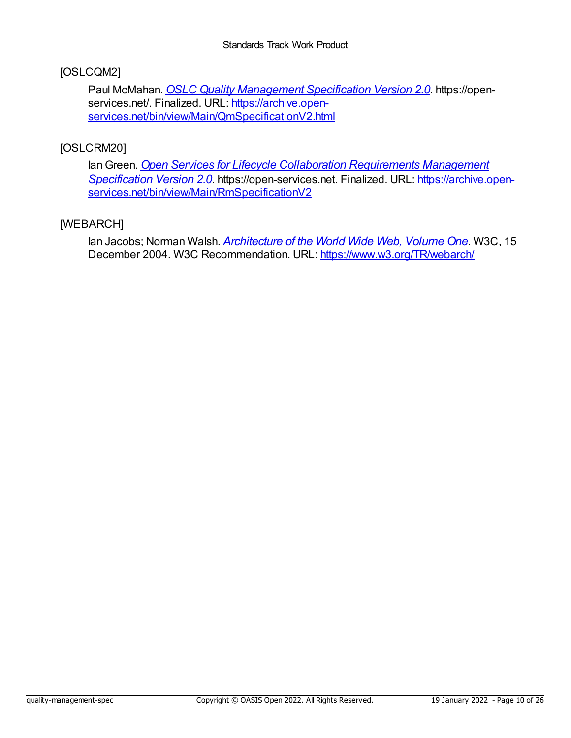[OSLCQM2]

Paul McMahan. *[OSLC Quality Management Specification Version 2.0](https://archive.open-services.net/bin/view/Main/QmSpecificationV2.html)*. https://open-services.net/. Finalized. URL: [https://archive.open-services.net/bin/view/Main/QmSpecificationV2.html](https://archive.open-services.net/bin/view/Main/QmSpecificationV2.html)

[OSLCRM20]

Ian Green. *[Open Services for Lifecycle Collaboration Requirements Management Specification Version 2.0](https://archive.open-services.net/bin/view/Main/RmSpecificationV2)*. https://open-services.net. Finalized. URL: [https://archive.open-services.net/bin/view/Main/RmSpecificationV2](https://archive.open-services.net/bin/view/Main/RmSpecificationV2)

[WEBARCH]

Ian Jacobs; Norman Walsh. *[Architecture of the World Wide Web, Volume One](https://www.w3.org/TR/webarch/)*. W3C, 15 December 2004. W3C Recommendation. URL: [https://www.w3.org/TR/webarch/](https://www.w3.org/TR/webarch/)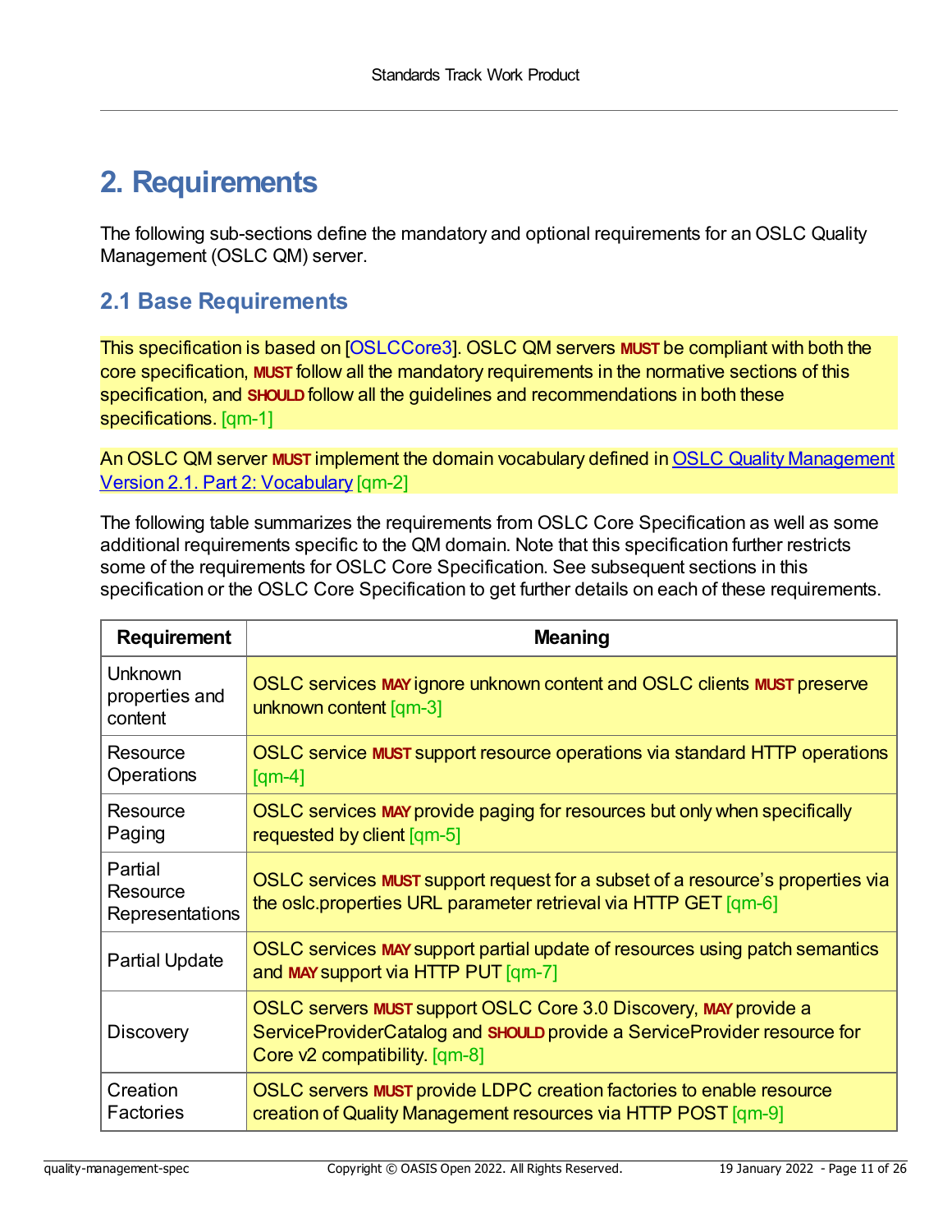# 2. Requirements

The following sub-sections define the mandatory and optional requirements for an OSLC Quality Management (OSLC QM) server.

## 2.1 Base Requirements

This specification is based on [OSLCCore3]. OSLC QM servers **MUST** be compliant with both the core specification, **MUST** follow all the mandatory requirements in the normative sections of this specification, and **SHOULD** follow all the guidelines and recommendations in both these specifications. [qm-1]

An OSLC QM server **MUST** implement the domain vocabulary defined in OSLC Quality Management Version 2.1. Part 2: Vocabulary [qm-2]

The following table summarizes the requirements from OSLC Core Specification as well as some additional requirements specific to the QM domain. Note that this specification further restricts some of the requirements for OSLC Core Specification. See subsequent sections in this specification or the OSLC Core Specification to get further details on each of these requirements.

| Requirement | Meaning |
| --- | --- |
| Unknown properties and content | OSLC services **MAY** ignore unknown content and OSLC clients **MUST** preserve unknown content [qm-3] |
| Resource Operations | OSLC service **MUST** support resource operations via standard HTTP operations [qm-4] |
| Resource Paging | OSLC services **MAY** provide paging for resources but only when specifically requested by client [qm-5] |
| Partial Resource Representations | OSLC services **MUST** support request for a subset of a resource's properties via the oslc.properties URL parameter retrieval via HTTP GET [qm-6] |
| Partial Update | OSLC services **MAY** support partial update of resources using patch semantics and **MAY** support via HTTP PUT [qm-7] |
| Discovery | OSLC servers **MUST** support OSLC Core 3.0 Discovery, **MAY** provide a ServiceProviderCatalog and **SHOULD** provide a ServiceProvider resource for Core v2 compatibility. [qm-8] |
| Creation Factories | OSLC servers **MUST** provide LDPC creation factories to enable resource creation of Quality Management resources via HTTP POST [qm-9] |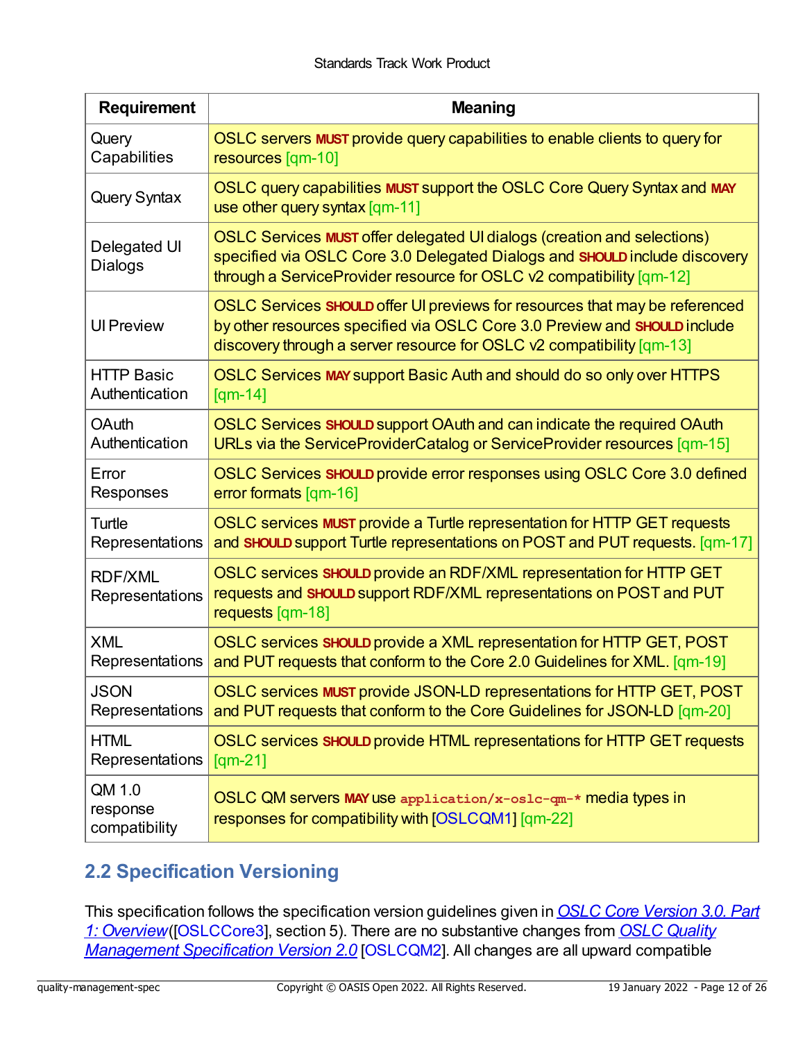| Requirement | Meaning |
| --- | --- |
| Query Capabilities | OSLC servers **MUST** provide query capabilities to enable clients to query for resources [qm-10] |
| Query Syntax | OSLC query capabilities **MUST** support the OSLC Core Query Syntax and **MAY** use other query syntax [qm-11] |
| Delegated UI Dialogs | OSLC Services **MUST** offer delegated UI dialogs (creation and selections) specified via OSLC Core 3.0 Delegated Dialogs and **SHOULD** include discovery through a ServiceProvider resource for OSLC v2 compatibility [qm-12] |
| UI Preview | OSLC Services **SHOULD** offer UI previews for resources that may be referenced by other resources specified via OSLC Core 3.0 Preview and **SHOULD** include discovery through a server resource for OSLC v2 compatibility [qm-13] |
| HTTP Basic Authentication | OSLC Services **MAY** support Basic Auth and should do so only over HTTPS [qm-14] |
| OAuth Authentication | OSLC Services **SHOULD** support OAuth and can indicate the required OAuth URLs via the ServiceProviderCatalog or ServiceProvider resources [qm-15] |
| Error Responses | OSLC Services **SHOULD** provide error responses using OSLC Core 3.0 defined error formats [qm-16] |
| Turtle Representations | OSLC services **MUST** provide a Turtle representation for HTTP GET requests and **SHOULD** support Turtle representations on POST and PUT requests. [qm-17] |
| RDF/XML Representations | OSLC services **SHOULD** provide an RDF/XML representation for HTTP GET requests and **SHOULD** support RDF/XML representations on POST and PUT requests [qm-18] |
| XML Representations | OSLC services **SHOULD** provide a XML representation for HTTP GET, POST and PUT requests that conform to the Core 2.0 Guidelines for XML. [qm-19] |
| JSON Representations | OSLC services **MUST** provide JSON-LD representations for HTTP GET, POST and PUT requests that conform to the Core Guidelines for JSON-LD [qm-20] |
| HTML Representations | OSLC services **SHOULD** provide HTML representations for HTTP GET requests [qm-21] |
| QM 1.0 response compatibility | OSLC QM servers **MAY** use `application/x-oslc-qm-*` media types in responses for compatibility with [OSLCQM1] [qm-22] |

## 2.2 Specification Versioning

This specification follows the specification version guidelines given in *OSLC Core Version 3.0. Part 1: Overview* ([OSLCCore3], section 5). There are no substantive changes from *OSLC Quality Management Specification Version 2.0* [OSLCQM2]. All changes are all upward compatible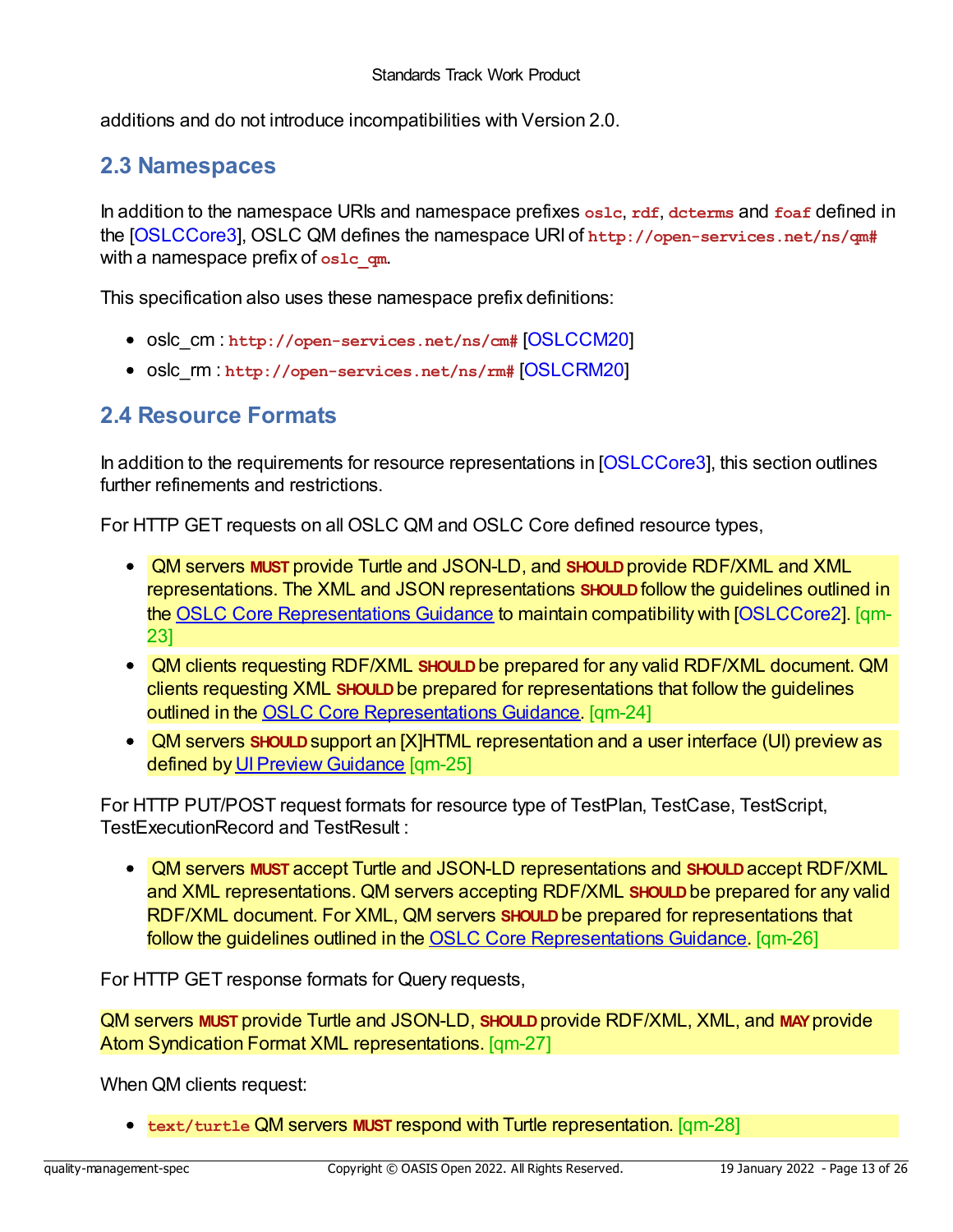additions and do not introduce incompatibilities with Version 2.0.

## 2.3 Namespaces

In addition to the namespace URIs and namespace prefixes `oslc`, `rdf`, `dcterms` and `foaf` defined in the [OSLCCore3], OSLC QM defines the namespace URI of `http://open-services.net/ns/qm#` with a namespace prefix of `oslc_qm`.

This specification also uses these namespace prefix definitions:

- oslc_cm : `http://open-services.net/ns/cm#` [OSLCCM20]
- oslc_rm : `http://open-services.net/ns/rm#` [OSLCRM20]

## 2.4 Resource Formats

In addition to the requirements for resource representations in [OSLCCore3], this section outlines further refinements and restrictions.

For HTTP GET requests on all OSLC QM and OSLC Core defined resource types,

- QM servers **MUST** provide Turtle and JSON-LD, and **SHOULD** provide RDF/XML and XML representations. The XML and JSON representations **SHOULD** follow the guidelines outlined in the OSLC Core Representations Guidance to maintain compatibility with [OSLCCore2]. [qm-23]
- QM clients requesting RDF/XML **SHOULD** be prepared for any valid RDF/XML document. QM clients requesting XML **SHOULD** be prepared for representations that follow the guidelines outlined in the OSLC Core Representations Guidance. [qm-24]
- QM servers **SHOULD** support an [X]HTML representation and a user interface (UI) preview as defined by UI Preview Guidance [qm-25]

For HTTP PUT/POST request formats for resource type of TestPlan, TestCase, TestScript, TestExecutionRecord and TestResult :

- QM servers **MUST** accept Turtle and JSON-LD representations and **SHOULD** accept RDF/XML and XML representations. QM servers accepting RDF/XML **SHOULD** be prepared for any valid RDF/XML document. For XML, QM servers **SHOULD** be prepared for representations that follow the guidelines outlined in the OSLC Core Representations Guidance. [qm-26]

For HTTP GET response formats for Query requests,

QM servers **MUST** provide Turtle and JSON-LD, **SHOULD** provide RDF/XML, XML, and **MAY** provide Atom Syndication Format XML representations. [qm-27]

When QM clients request:

- `text/turtle` QM servers **MUST** respond with Turtle representation. [qm-28]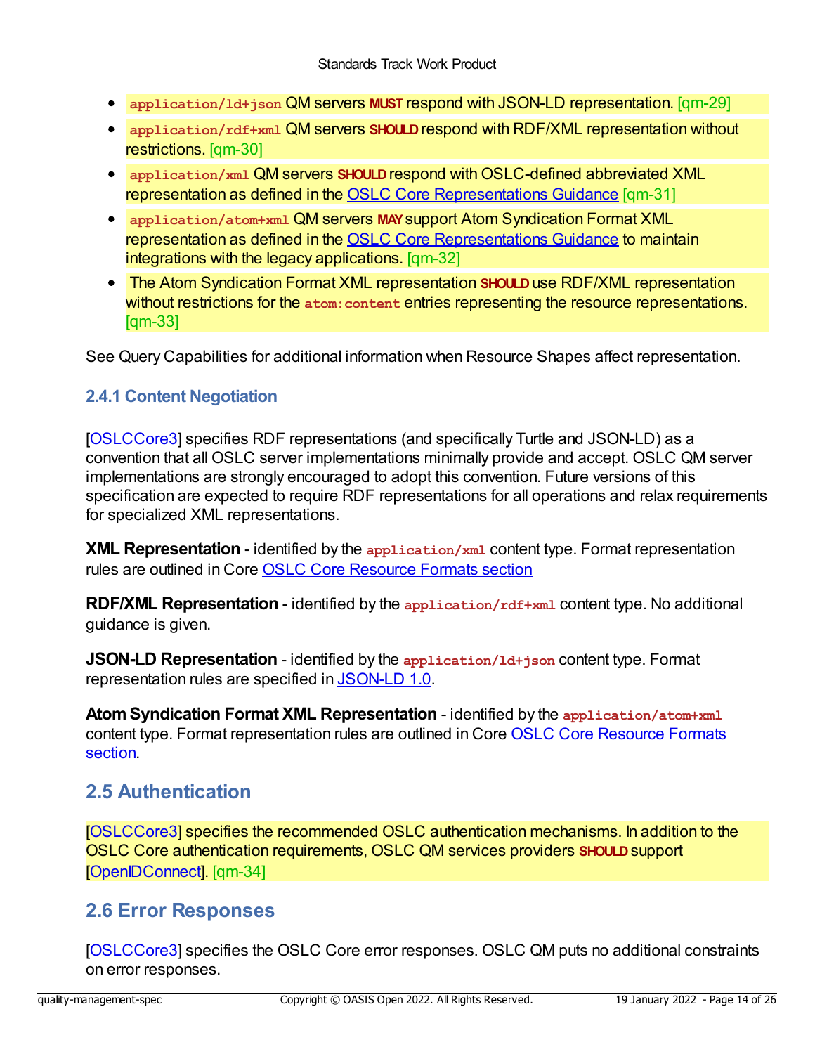- `application/ld+json` QM servers **MUST** respond with JSON-LD representation. [qm-29]
- `application/rdf+xml` QM servers **SHOULD** respond with RDF/XML representation without restrictions. [qm-30]
- `application/xml` QM servers **SHOULD** respond with OSLC-defined abbreviated XML representation as defined in the [OSLC Core Representations Guidance](#) [qm-31]
- `application/atom+xml` QM servers **MAY** support Atom Syndication Format XML representation as defined in the [OSLC Core Representations Guidance](#) to maintain integrations with the legacy applications. [qm-32]
- The Atom Syndication Format XML representation **SHOULD** use RDF/XML representation without restrictions for the `atom:content` entries representing the resource representations. [qm-33]

See Query Capabilities for additional information when Resource Shapes affect representation.

### 2.4.1 Content Negotiation

[OSLCCore3] specifies RDF representations (and specifically Turtle and JSON-LD) as a convention that all OSLC server implementations minimally provide and accept. OSLC QM server implementations are strongly encouraged to adopt this convention. Future versions of this specification are expected to require RDF representations for all operations and relax requirements for specialized XML representations.

**XML Representation** - identified by the `application/xml` content type. Format representation rules are outlined in Core [OSLC Core Resource Formats section](#)

**RDF/XML Representation** - identified by the `application/rdf+xml` content type. No additional guidance is given.

**JSON-LD Representation** - identified by the `application/ld+json` content type. Format representation rules are specified in [JSON-LD 1.0](#).

**Atom Syndication Format XML Representation** - identified by the `application/atom+xml` content type. Format representation rules are outlined in Core [OSLC Core Resource Formats section](#).

## 2.5 Authentication

[OSLCCore3] specifies the recommended OSLC authentication mechanisms. In addition to the OSLC Core authentication requirements, OSLC QM services providers **SHOULD** support [OpenIDConnect]. [qm-34]

## 2.6 Error Responses

[OSLCCore3] specifies the OSLC Core error responses. OSLC QM puts no additional constraints on error responses.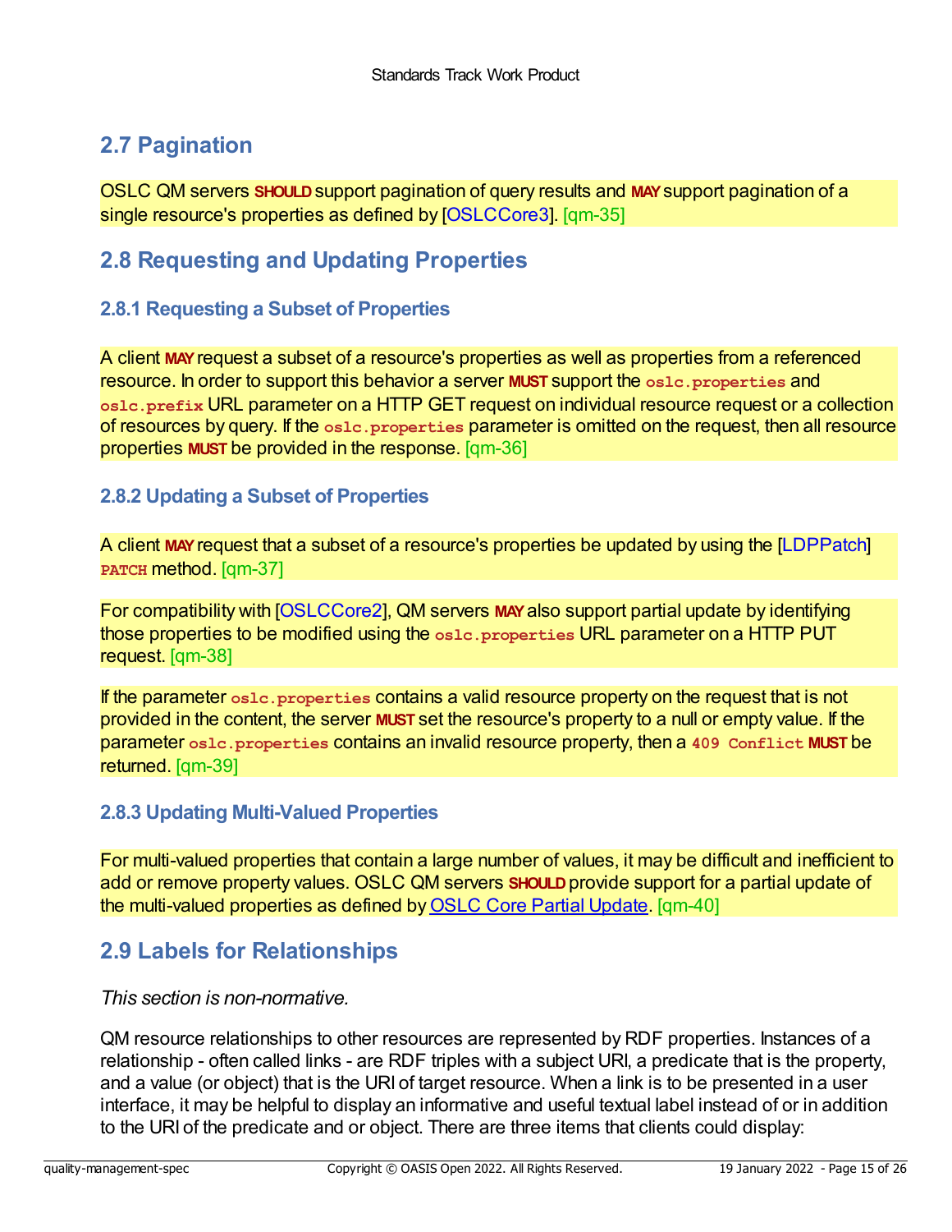## 2.7 Pagination

OSLC QM servers **SHOULD** support pagination of query results and **MAY** support pagination of a single resource's properties as defined by [OSLCCore3]. [qm-35]

## 2.8 Requesting and Updating Properties

### 2.8.1 Requesting a Subset of Properties

A client **MAY** request a subset of a resource's properties as well as properties from a referenced resource. In order to support this behavior a server **MUST** support the `oslc.properties` and `oslc.prefix` URL parameter on a HTTP GET request on individual resource request or a collection of resources by query. If the `oslc.properties` parameter is omitted on the request, then all resource properties **MUST** be provided in the response. [qm-36]

### 2.8.2 Updating a Subset of Properties

A client **MAY** request that a subset of a resource's properties be updated by using the [LDPPatch] `PATCH` method. [qm-37]

For compatibility with [OSLCCore2], QM servers **MAY** also support partial update by identifying those properties to be modified using the `oslc.properties` URL parameter on a HTTP PUT request. [qm-38]

If the parameter `oslc.properties` contains a valid resource property on the request that is not provided in the content, the server **MUST** set the resource's property to a null or empty value. If the parameter `oslc.properties` contains an invalid resource property, then a `409 Conflict` **MUST** be returned. [qm-39]

### 2.8.3 Updating Multi-Valued Properties

For multi-valued properties that contain a large number of values, it may be difficult and inefficient to add or remove property values. OSLC QM servers **SHOULD** provide support for a partial update of the multi-valued properties as defined by OSLC Core Partial Update. [qm-40]

## 2.9 Labels for Relationships

*This section is non-normative.*

QM resource relationships to other resources are represented by RDF properties. Instances of a relationship - often called links - are RDF triples with a subject URI, a predicate that is the property, and a value (or object) that is the URI of target resource. When a link is to be presented in a user interface, it may be helpful to display an informative and useful textual label instead of or in addition to the URI of the predicate and or object. There are three items that clients could display: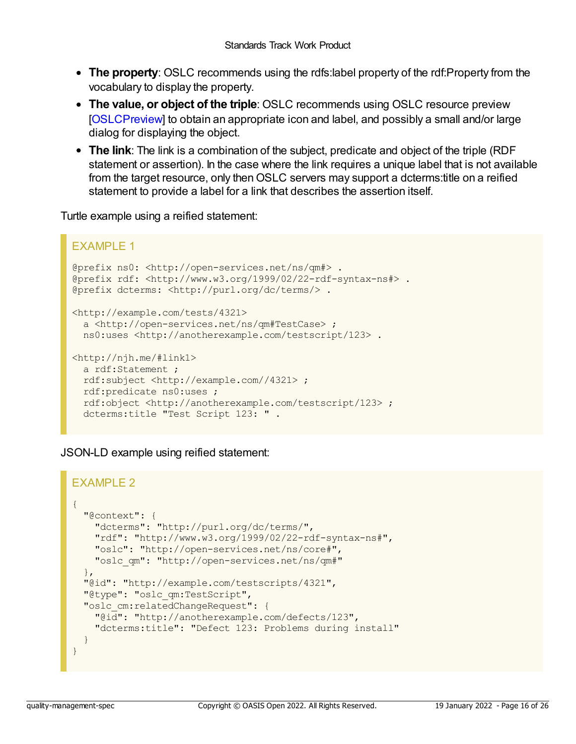- **The property**: OSLC recommends using the rdfs:label property of the rdf:Property from the vocabulary to display the property.
- **The value, or object of the triple**: OSLC recommends using OSLC resource preview [OSLCPreview] to obtain an appropriate icon and label, and possibly a small and/or large dialog for displaying the object.
- **The link**: The link is a combination of the subject, predicate and object of the triple (RDF statement or assertion). In the case where the link requires a unique label that is not available from the target resource, only then OSLC servers may support a dcterms:title on a reified statement to provide a label for a link that describes the assertion itself.

Turtle example using a reified statement:

EXAMPLE 1

```
@prefix ns0: <http://open-services.net/ns/qm#> .
@prefix rdf: <http://www.w3.org/1999/02/22-rdf-syntax-ns#> .
@prefix dcterms: <http://purl.org/dc/terms/> .

<http://example.com/tests/4321>
  a <http://open-services.net/ns/qm#TestCase> ;
  ns0:uses <http://anotherexample.com/testscript/123> .

<http://njh.me/#link1>
  a rdf:Statement ;
  rdf:subject <http://example.com//4321> ;
  rdf:predicate ns0:uses ;
  rdf:object <http://anotherexample.com/testscript/123> ;
  dcterms:title "Test Script 123: " .
```

JSON-LD example using reified statement:

EXAMPLE 2

```
{
  "@context": {
    "dcterms": "http://purl.org/dc/terms/",
    "rdf": "http://www.w3.org/1999/02/22-rdf-syntax-ns#",
    "oslc": "http://open-services.net/ns/core#",
    "oslc_qm": "http://open-services.net/ns/qm#"
  },
  "@id": "http://example.com/testscripts/4321",
  "@type": "oslc_qm:TestScript",
  "oslc_cm:relatedChangeRequest": {
    "@id": "http://anotherexample.com/defects/123",
    "dcterms:title": "Defect 123: Problems during install"
  }
}
```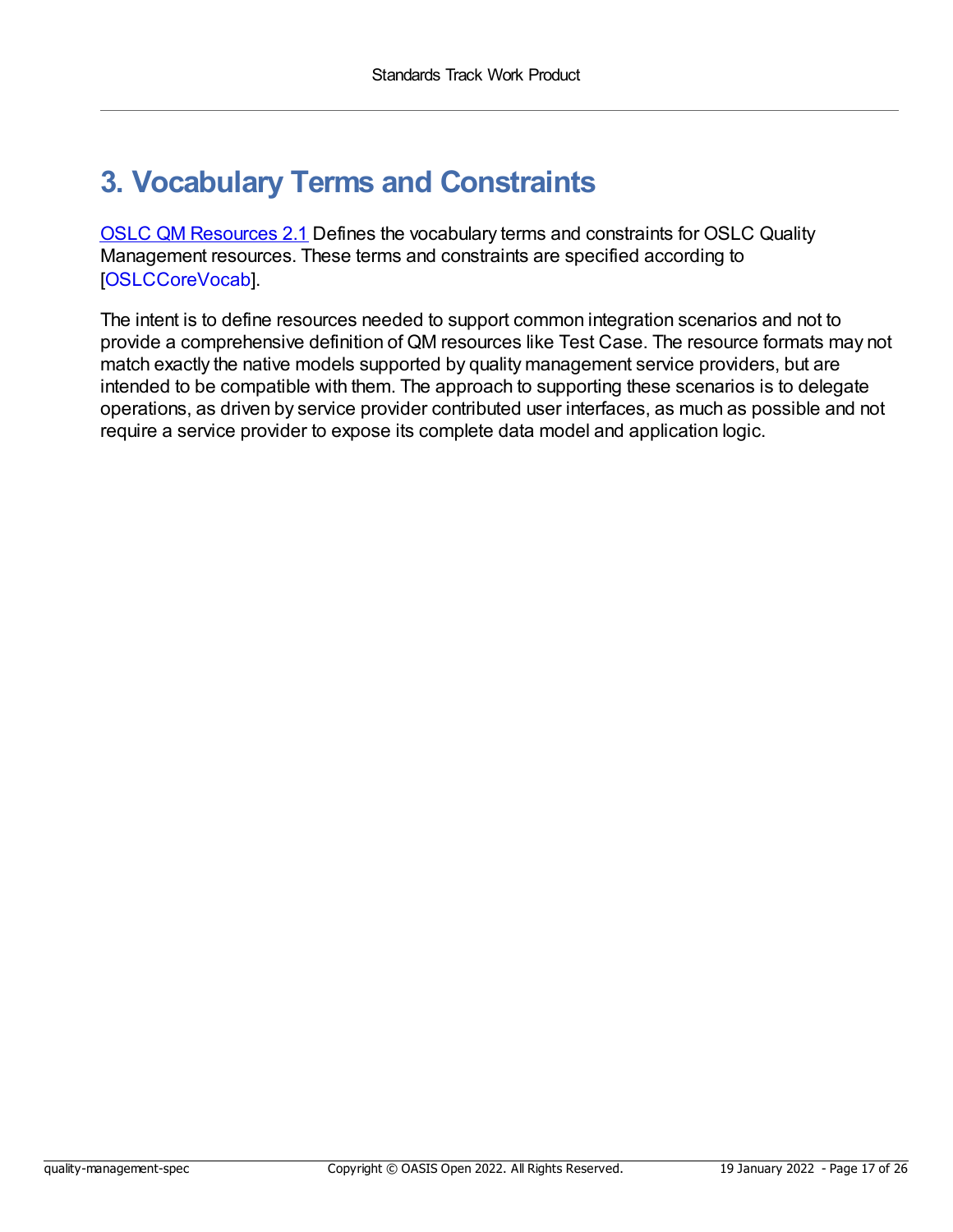# 3. Vocabulary Terms and Constraints

OSLC QM Resources 2.1 Defines the vocabulary terms and constraints for OSLC Quality Management resources. These terms and constraints are specified according to [OSLCCoreVocab].

The intent is to define resources needed to support common integration scenarios and not to provide a comprehensive definition of QM resources like Test Case. The resource formats may not match exactly the native models supported by quality management service providers, but are intended to be compatible with them. The approach to supporting these scenarios is to delegate operations, as driven by service provider contributed user interfaces, as much as possible and not require a service provider to expose its complete data model and application logic.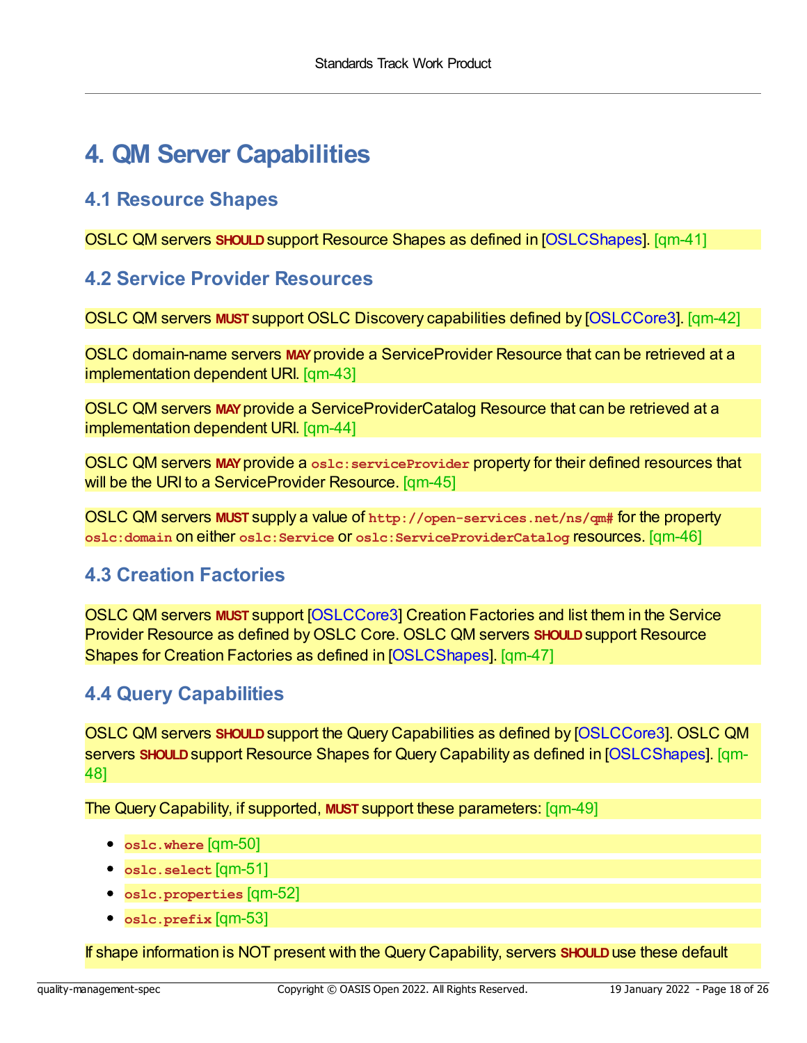# 4. QM Server Capabilities

## 4.1 Resource Shapes

OSLC QM servers **SHOULD** support Resource Shapes as defined in [OSLCShapes]. [qm-41]

## 4.2 Service Provider Resources

OSLC QM servers **MUST** support OSLC Discovery capabilities defined by [OSLCCore3]. [qm-42]

OSLC domain-name servers **MAY** provide a ServiceProvider Resource that can be retrieved at a implementation dependent URI. [qm-43]

OSLC QM servers **MAY** provide a ServiceProviderCatalog Resource that can be retrieved at a implementation dependent URI. [qm-44]

OSLC QM servers **MAY** provide a `oslc:serviceProvider` property for their defined resources that will be the URI to a ServiceProvider Resource. [qm-45]

OSLC QM servers **MUST** supply a value of `http://open-services.net/ns/qm#` for the property `oslc:domain` on either `oslc:Service` or `oslc:ServiceProviderCatalog` resources. [qm-46]

## 4.3 Creation Factories

OSLC QM servers **MUST** support [OSLCCore3] Creation Factories and list them in the Service Provider Resource as defined by OSLC Core. OSLC QM servers **SHOULD** support Resource Shapes for Creation Factories as defined in [OSLCShapes]. [qm-47]

## 4.4 Query Capabilities

OSLC QM servers **SHOULD** support the Query Capabilities as defined by [OSLCCore3]. OSLC QM servers **SHOULD** support Resource Shapes for Query Capability as defined in [OSLCShapes]. [qm-48]

The Query Capability, if supported, **MUST** support these parameters: [qm-49]

- `oslc.where` [qm-50]
- `oslc.select` [qm-51]
- `oslc.properties` [qm-52]
- `oslc.prefix` [qm-53]

If shape information is NOT present with the Query Capability, servers **SHOULD** use these default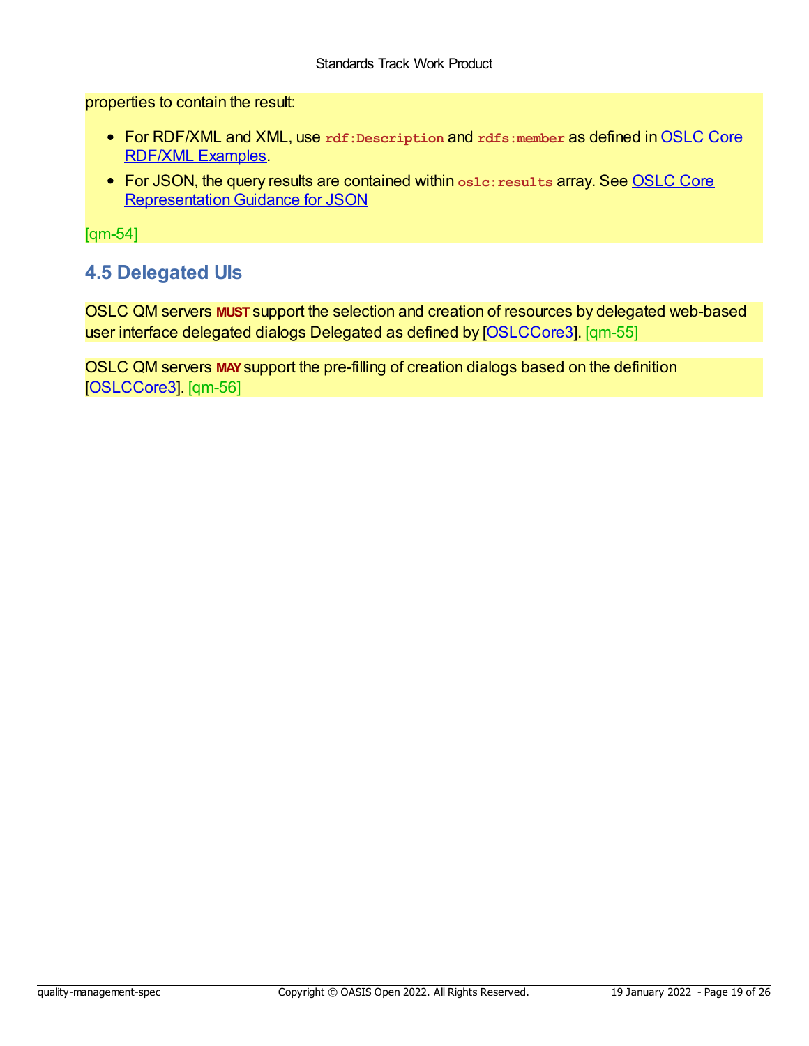properties to contain the result:

- For RDF/XML and XML, use `rdf:Description` and `rdfs:member` as defined in [OSLC Core RDF/XML Examples](#).
- For JSON, the query results are contained within `oslc:results` array. See [OSLC Core Representation Guidance for JSON](#)

[qm-54]

## 4.5 Delegated UIs

OSLC QM servers **MUST** support the selection and creation of resources by delegated web-based user interface delegated dialogs Delegated as defined by [OSLCCore3]. [qm-55]

OSLC QM servers **MAY** support the pre-filling of creation dialogs based on the definition [OSLCCore3]. [qm-56]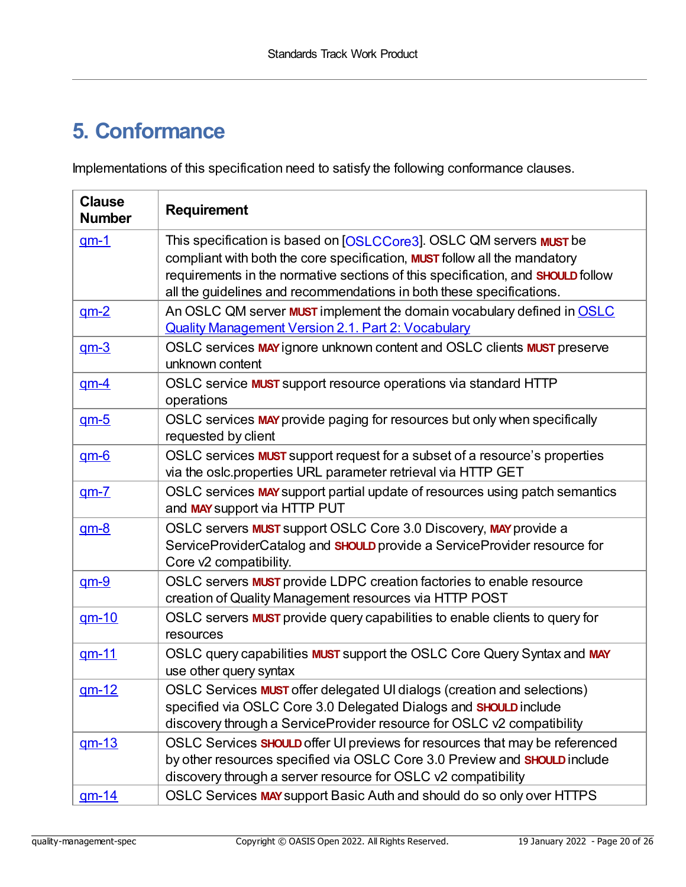# 5. Conformance

Implementations of this specification need to satisfy the following conformance clauses.

| Clause Number | Requirement |
|---|---|
| qm-1 | This specification is based on [OSLCCore3]. OSLC QM servers **MUST** be compliant with both the core specification, **MUST** follow all the mandatory requirements in the normative sections of this specification, and **SHOULD** follow all the guidelines and recommendations in both these specifications. |
| qm-2 | An OSLC QM server **MUST** implement the domain vocabulary defined in OSLC Quality Management Version 2.1. Part 2: Vocabulary |
| qm-3 | OSLC services **MAY** ignore unknown content and OSLC clients **MUST** preserve unknown content |
| qm-4 | OSLC service **MUST** support resource operations via standard HTTP operations |
| qm-5 | OSLC services **MAY** provide paging for resources but only when specifically requested by client |
| qm-6 | OSLC services **MUST** support request for a subset of a resource's properties via the oslc.properties URL parameter retrieval via HTTP GET |
| qm-7 | OSLC services **MAY** support partial update of resources using patch semantics and **MAY** support via HTTP PUT |
| qm-8 | OSLC servers **MUST** support OSLC Core 3.0 Discovery, **MAY** provide a ServiceProviderCatalog and **SHOULD** provide a ServiceProvider resource for Core v2 compatibility. |
| qm-9 | OSLC servers **MUST** provide LDPC creation factories to enable resource creation of Quality Management resources via HTTP POST |
| qm-10 | OSLC servers **MUST** provide query capabilities to enable clients to query for resources |
| qm-11 | OSLC query capabilities **MUST** support the OSLC Core Query Syntax and **MAY** use other query syntax |
| qm-12 | OSLC Services **MUST** offer delegated UI dialogs (creation and selections) specified via OSLC Core 3.0 Delegated Dialogs and **SHOULD** include discovery through a ServiceProvider resource for OSLC v2 compatibility |
| qm-13 | OSLC Services **SHOULD** offer UI previews for resources that may be referenced by other resources specified via OSLC Core 3.0 Preview and **SHOULD** include discovery through a server resource for OSLC v2 compatibility |
| qm-14 | OSLC Services **MAY** support Basic Auth and should do so only over HTTPS |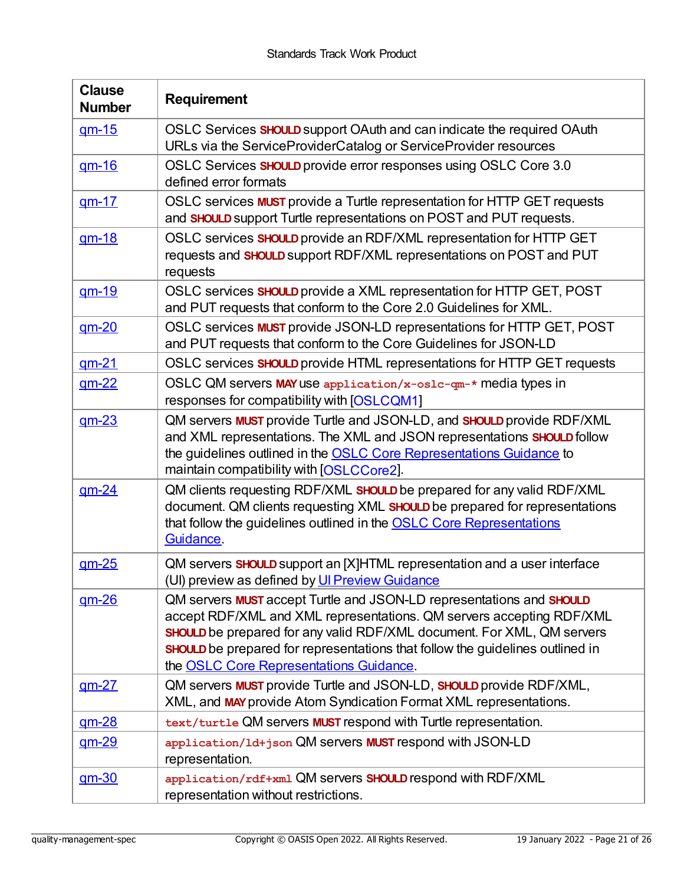| Clause Number | Requirement |
| --- | --- |
| qm-15 | OSLC Services **SHOULD** support OAuth and can indicate the required OAuth URLs via the ServiceProviderCatalog or ServiceProvider resources |
| qm-16 | OSLC Services **SHOULD** provide error responses using OSLC Core 3.0 defined error formats |
| qm-17 | OSLC services **MUST** provide a Turtle representation for HTTP GET requests and **SHOULD** support Turtle representations on POST and PUT requests. |
| qm-18 | OSLC services **SHOULD** provide an RDF/XML representation for HTTP GET requests and **SHOULD** support RDF/XML representations on POST and PUT requests |
| qm-19 | OSLC services **SHOULD** provide a XML representation for HTTP GET, POST and PUT requests that conform to the Core 2.0 Guidelines for XML. |
| qm-20 | OSLC services **MUST** provide JSON-LD representations for HTTP GET, POST and PUT requests that conform to the Core Guidelines for JSON-LD |
| qm-21 | OSLC services **SHOULD** provide HTML representations for HTTP GET requests |
| qm-22 | OSLC QM servers **MAY** use `application/x-oslc-qm-*` media types in responses for compatibility with [OSLCQM1] |
| qm-23 | QM servers **MUST** provide Turtle and JSON-LD, and **SHOULD** provide RDF/XML and XML representations. The XML and JSON representations **SHOULD** follow the guidelines outlined in the OSLC Core Representations Guidance to maintain compatibility with [OSLCCore2]. |
| qm-24 | QM clients requesting RDF/XML **SHOULD** be prepared for any valid RDF/XML document. QM clients requesting XML **SHOULD** be prepared for representations that follow the guidelines outlined in the OSLC Core Representations Guidance. |
| qm-25 | QM servers **SHOULD** support an [X]HTML representation and a user interface (UI) preview as defined by UI Preview Guidance |
| qm-26 | QM servers **MUST** accept Turtle and JSON-LD representations and **SHOULD** accept RDF/XML and XML representations. QM servers accepting RDF/XML **SHOULD** be prepared for any valid RDF/XML document. For XML, QM servers **SHOULD** be prepared for representations that follow the guidelines outlined in the OSLC Core Representations Guidance. |
| qm-27 | QM servers **MUST** provide Turtle and JSON-LD, **SHOULD** provide RDF/XML, XML, and **MAY** provide Atom Syndication Format XML representations. |
| qm-28 | `text/turtle` QM servers **MUST** respond with Turtle representation. |
| qm-29 | `application/ld+json` QM servers **MUST** respond with JSON-LD representation. |
| qm-30 | `application/rdf+xml` QM servers **SHOULD** respond with RDF/XML representation without restrictions. |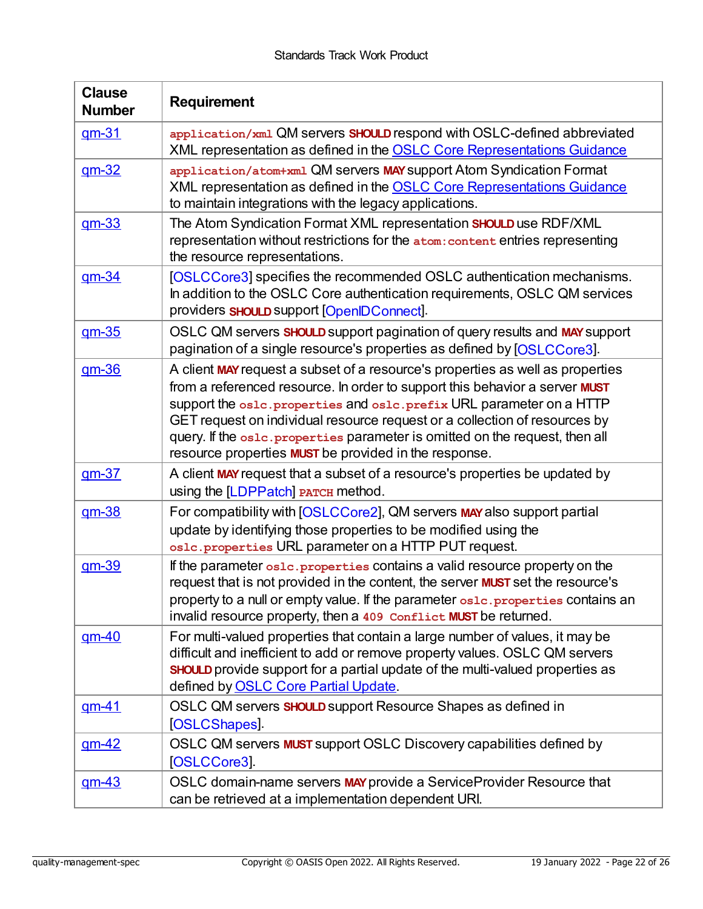| Clause Number | Requirement |
| --- | --- |
| qm-31 | `application/xml` QM servers **SHOULD** respond with OSLC-defined abbreviated XML representation as defined in the OSLC Core Representations Guidance |
| qm-32 | `application/atom+xml` QM servers **MAY** support Atom Syndication Format XML representation as defined in the OSLC Core Representations Guidance to maintain integrations with the legacy applications. |
| qm-33 | The Atom Syndication Format XML representation **SHOULD** use RDF/XML representation without restrictions for the `atom:content` entries representing the resource representations. |
| qm-34 | [OSLCCore3] specifies the recommended OSLC authentication mechanisms. In addition to the OSLC Core authentication requirements, OSLC QM services providers **SHOULD** support [OpenIDConnect]. |
| qm-35 | OSLC QM servers **SHOULD** support pagination of query results and **MAY** support pagination of a single resource's properties as defined by [OSLCCore3]. |
| qm-36 | A client **MAY** request a subset of a resource's properties as well as properties from a referenced resource. In order to support this behavior a server **MUST** support the `oslc.properties` and `oslc.prefix` URL parameter on a HTTP GET request on individual resource request or a collection of resources by query. If the `oslc.properties` parameter is omitted on the request, then all resource properties **MUST** be provided in the response. |
| qm-37 | A client **MAY** request that a subset of a resource's properties be updated by using the [LDPPatch] `PATCH` method. |
| qm-38 | For compatibility with [OSLCCore2], QM servers **MAY** also support partial update by identifying those properties to be modified using the `oslc.properties` URL parameter on a HTTP PUT request. |
| qm-39 | If the parameter `oslc.properties` contains a valid resource property on the request that is not provided in the content, the server **MUST** set the resource's property to a null or empty value. If the parameter `oslc.properties` contains an invalid resource property, then a `409 Conflict` **MUST** be returned. |
| qm-40 | For multi-valued properties that contain a large number of values, it may be difficult and inefficient to add or remove property values. OSLC QM servers **SHOULD** provide support for a partial update of the multi-valued properties as defined by OSLC Core Partial Update. |
| qm-41 | OSLC QM servers **SHOULD** support Resource Shapes as defined in [OSLCShapes]. |
| qm-42 | OSLC QM servers **MUST** support OSLC Discovery capabilities defined by [OSLCCore3]. |
| qm-43 | OSLC domain-name servers **MAY** provide a ServiceProvider Resource that can be retrieved at a implementation dependent URI. |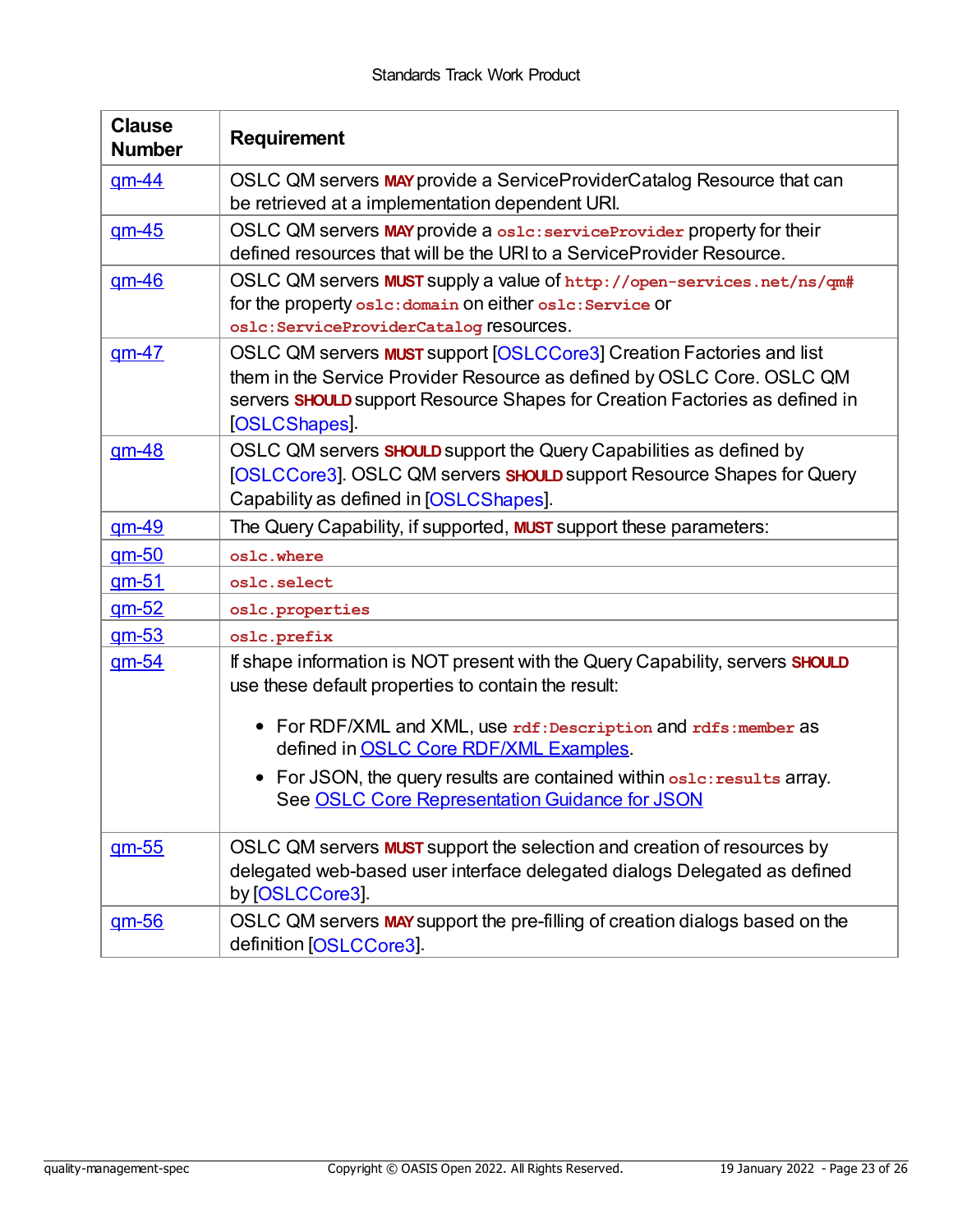| Clause Number | Requirement |
|---|---|
| qm-44 | OSLC QM servers **MAY** provide a ServiceProviderCatalog Resource that can be retrieved at a implementation dependent URI. |
| qm-45 | OSLC QM servers **MAY** provide a `oslc:serviceProvider` property for their defined resources that will be the URI to a ServiceProvider Resource. |
| qm-46 | OSLC QM servers **MUST** supply a value of `http://open-services.net/ns/qm#` for the property `oslc:domain` on either `oslc:Service` or `oslc:ServiceProviderCatalog` resources. |
| qm-47 | OSLC QM servers **MUST** support [OSLCCore3] Creation Factories and list them in the Service Provider Resource as defined by OSLC Core. OSLC QM servers **SHOULD** support Resource Shapes for Creation Factories as defined in [OSLCShapes]. |
| qm-48 | OSLC QM servers **SHOULD** support the Query Capabilities as defined by [OSLCCore3]. OSLC QM servers **SHOULD** support Resource Shapes for Query Capability as defined in [OSLCShapes]. |
| qm-49 | The Query Capability, if supported, **MUST** support these parameters: |
| qm-50 | `oslc.where` |
| qm-51 | `oslc.select` |
| qm-52 | `oslc.properties` |
| qm-53 | `oslc.prefix` |
| qm-54 | If shape information is NOT present with the Query Capability, servers **SHOULD** use these default properties to contain the result:<br><br>• For RDF/XML and XML, use `rdf:Description` and `rdfs:member` as defined in OSLC Core RDF/XML Examples.<br>• For JSON, the query results are contained within `oslc:results` array. See OSLC Core Representation Guidance for JSON |
| qm-55 | OSLC QM servers **MUST** support the selection and creation of resources by delegated web-based user interface delegated dialogs Delegated as defined by [OSLCCore3]. |
| qm-56 | OSLC QM servers **MAY** support the pre-filling of creation dialogs based on the definition [OSLCCore3]. |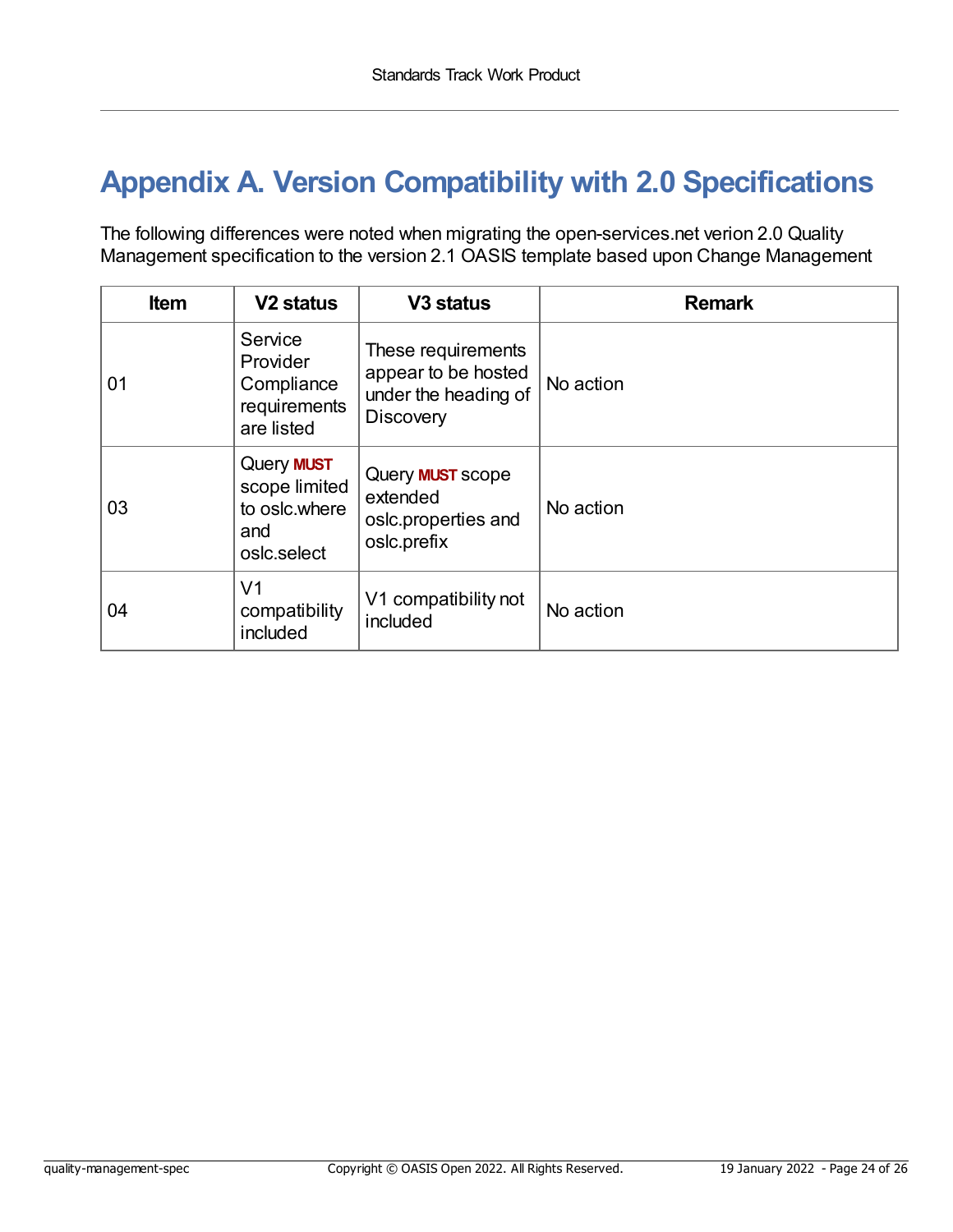# Appendix A. Version Compatibility with 2.0 Specifications

The following differences were noted when migrating the open-services.net verion 2.0 Quality Management specification to the version 2.1 OASIS template based upon Change Management

| Item | V2 status | V3 status | Remark |
|---|---|---|---|
| 01 | Service Provider Compliance requirements are listed | These requirements appear to be hosted under the heading of Discovery | No action |
| 03 | Query **MUST** scope limited to oslc.where and oslc.select | Query **MUST** scope extended oslc.properties and oslc.prefix | No action |
| 04 | V1 compatibility included | V1 compatibility not included | No action |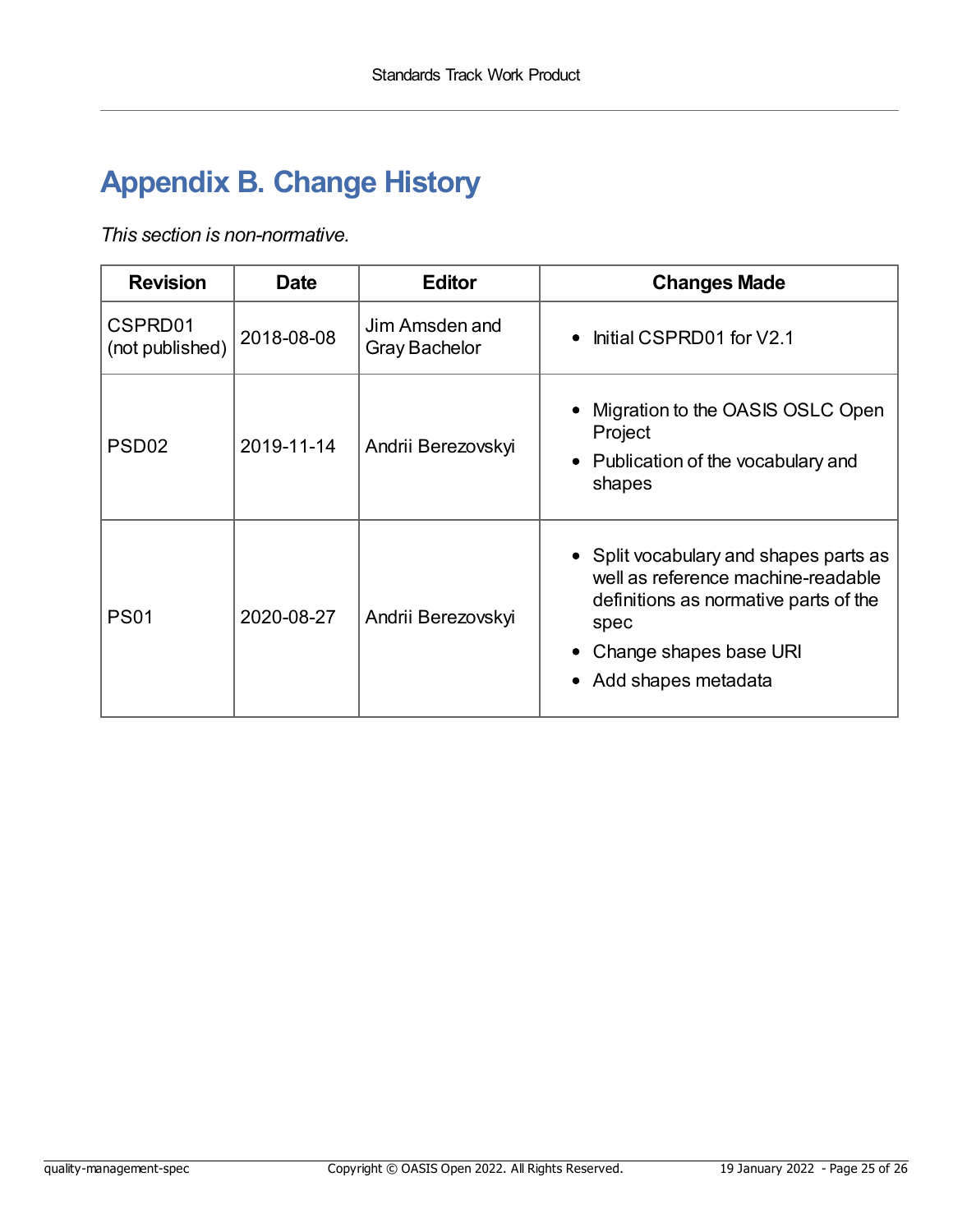# Appendix B. Change History

*This section is non-normative.*

| Revision | Date | Editor | Changes Made |
|---|---|---|---|
| CSPRD01 (not published) | 2018-08-08 | Jim Amsden and Gray Bachelor | • Initial CSPRD01 for V2.1 |
| PSD02 | 2019-11-14 | Andrii Berezovskyi | • Migration to the OASIS OSLC Open Project<br>• Publication of the vocabulary and shapes |
| PS01 | 2020-08-27 | Andrii Berezovskyi | • Split vocabulary and shapes parts as well as reference machine-readable definitions as normative parts of the spec<br>• Change shapes base URI<br>• Add shapes metadata |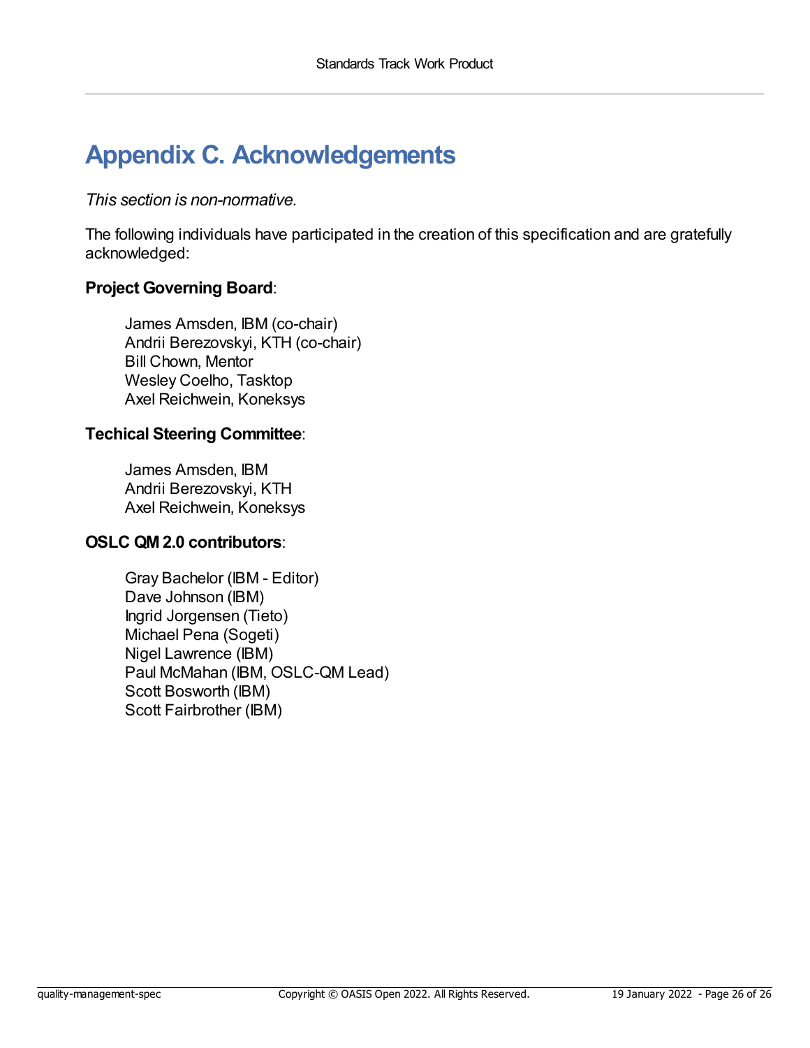# Appendix C. Acknowledgements

*This section is non-normative.*

The following individuals have participated in the creation of this specification and are gratefully acknowledged:

**Project Governing Board**:

James Amsden, IBM (co-chair)
Andrii Berezovskyi, KTH (co-chair)
Bill Chown, Mentor
Wesley Coelho, Tasktop
Axel Reichwein, Koneksys

**Techical Steering Committee**:

James Amsden, IBM
Andrii Berezovskyi, KTH
Axel Reichwein, Koneksys

**OSLC QM 2.0 contributors**:

Gray Bachelor (IBM - Editor)
Dave Johnson (IBM)
Ingrid Jorgensen (Tieto)
Michael Pena (Sogeti)
Nigel Lawrence (IBM)
Paul McMahan (IBM, OSLC-QM Lead)
Scott Bosworth (IBM)
Scott Fairbrother (IBM)